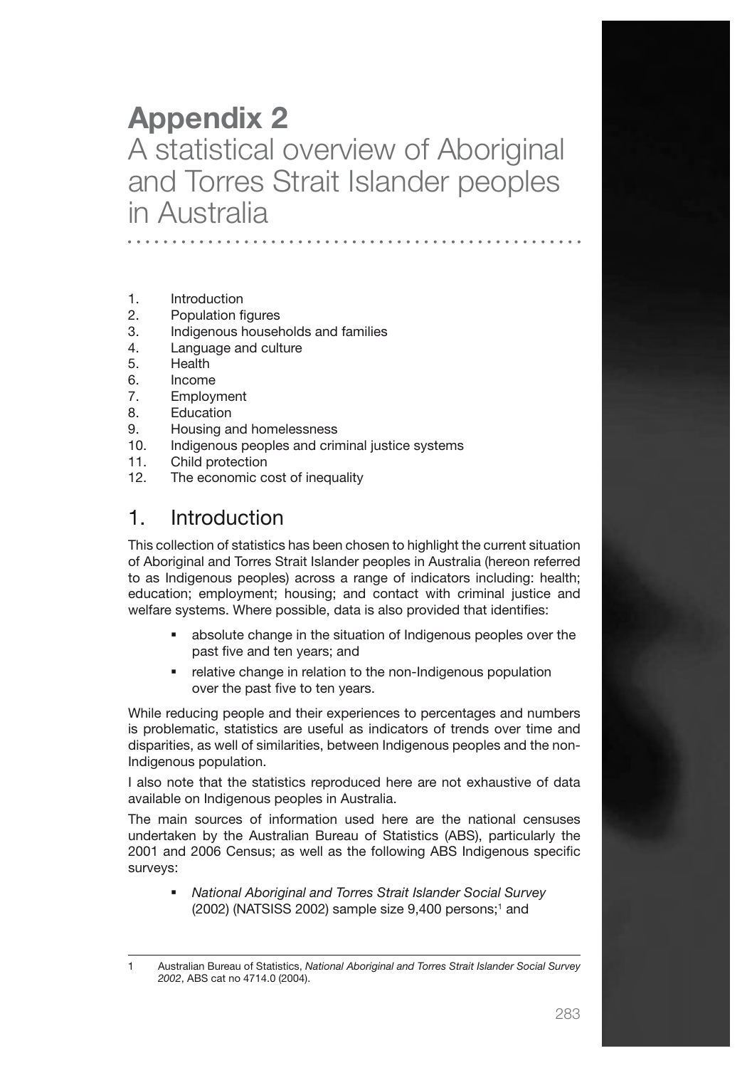# Appendix 2

## A statistical overview of Aboriginal and Torres Strait Islander peoples in Australia

1. Introduction
2. Population figures
3. Indigenous households and families
4. Language and culture
5. Health
6. Income
7. Employment
8. Education
9. Housing and homelessness
10. Indigenous peoples and criminal justice systems
11. Child protection
12. The economic cost of inequality

## 1. Introduction

This collection of statistics has been chosen to highlight the current situation of Aboriginal and Torres Strait Islander peoples in Australia (hereon referred to as Indigenous peoples) across a range of indicators including: health; education; employment; housing; and contact with criminal justice and welfare systems. Where possible, data is also provided that identifies:

- absolute change in the situation of Indigenous peoples over the past five and ten years; and
- relative change in relation to the non-Indigenous population over the past five to ten years.

While reducing people and their experiences to percentages and numbers is problematic, statistics are useful as indicators of trends over time and disparities, as well of similarities, between Indigenous peoples and the non-Indigenous population.

I also note that the statistics reproduced here are not exhaustive of data available on Indigenous peoples in Australia.

The main sources of information used here are the national censuses undertaken by the Australian Bureau of Statistics (ABS), particularly the 2001 and 2006 Census; as well as the following ABS Indigenous specific surveys:

- *National Aboriginal and Torres Strait Islander Social Survey* (2002) (NATSISS 2002) sample size 9,400 persons;[1] and

---

1 Australian Bureau of Statistics, *National Aboriginal and Torres Strait Islander Social Survey 2002*, ABS cat no 4714.0 (2004).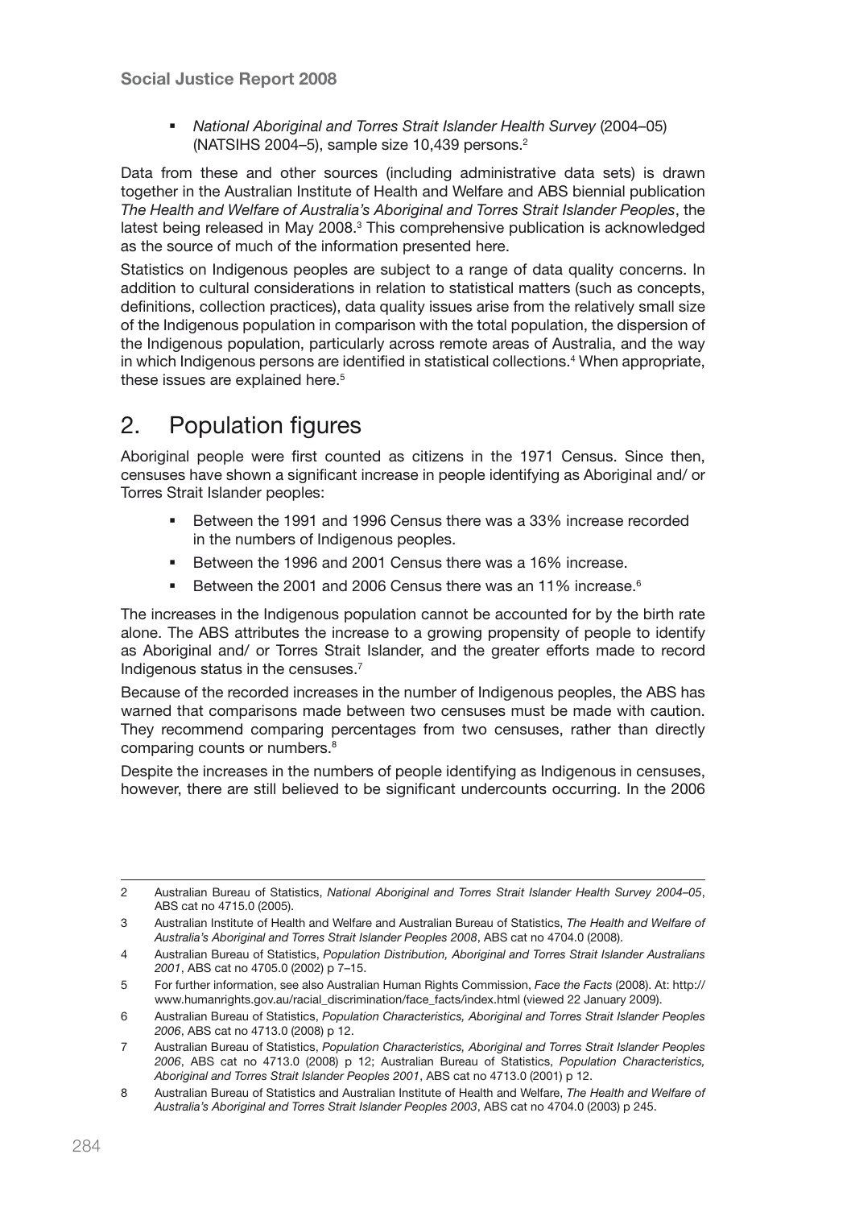- *National Aboriginal and Torres Strait Islander Health Survey* (2004–05) (NATSIHS 2004–5), sample size 10,439 persons.[2]

Data from these and other sources (including administrative data sets) is drawn together in the Australian Institute of Health and Welfare and ABS biennial publication *The Health and Welfare of Australia's Aboriginal and Torres Strait Islander Peoples*, the latest being released in May 2008.[3] This comprehensive publication is acknowledged as the source of much of the information presented here.

Statistics on Indigenous peoples are subject to a range of data quality concerns. In addition to cultural considerations in relation to statistical matters (such as concepts, definitions, collection practices), data quality issues arise from the relatively small size of the Indigenous population in comparison with the total population, the dispersion of the Indigenous population, particularly across remote areas of Australia, and the way in which Indigenous persons are identified in statistical collections.[4] When appropriate, these issues are explained here.[5]

## 2. Population figures

Aboriginal people were first counted as citizens in the 1971 Census. Since then, censuses have shown a significant increase in people identifying as Aboriginal and/ or Torres Strait Islander peoples:

- Between the 1991 and 1996 Census there was a 33% increase recorded in the numbers of Indigenous peoples.
- Between the 1996 and 2001 Census there was a 16% increase.
- Between the 2001 and 2006 Census there was an 11% increase.[6]

The increases in the Indigenous population cannot be accounted for by the birth rate alone. The ABS attributes the increase to a growing propensity of people to identify as Aboriginal and/ or Torres Strait Islander, and the greater efforts made to record Indigenous status in the censuses.[7]

Because of the recorded increases in the number of Indigenous peoples, the ABS has warned that comparisons made between two censuses must be made with caution. They recommend comparing percentages from two censuses, rather than directly comparing counts or numbers.[8]

Despite the increases in the numbers of people identifying as Indigenous in censuses, however, there are still believed to be significant undercounts occurring. In the 2006

---

2 Australian Bureau of Statistics, *National Aboriginal and Torres Strait Islander Health Survey 2004–05*, ABS cat no 4715.0 (2005).

3 Australian Institute of Health and Welfare and Australian Bureau of Statistics, *The Health and Welfare of Australia's Aboriginal and Torres Strait Islander Peoples 2008*, ABS cat no 4704.0 (2008).

4 Australian Bureau of Statistics, *Population Distribution, Aboriginal and Torres Strait Islander Australians 2001*, ABS cat no 4705.0 (2002) p 7–15.

5 For further information, see also Australian Human Rights Commission, *Face the Facts* (2008). At: http://www.humanrights.gov.au/racial_discrimination/face_facts/index.html (viewed 22 January 2009).

6 Australian Bureau of Statistics, *Population Characteristics, Aboriginal and Torres Strait Islander Peoples 2006*, ABS cat no 4713.0 (2008) p 12.

7 Australian Bureau of Statistics, *Population Characteristics, Aboriginal and Torres Strait Islander Peoples 2006*, ABS cat no 4713.0 (2008) p 12; Australian Bureau of Statistics, *Population Characteristics, Aboriginal and Torres Strait Islander Peoples 2001*, ABS cat no 4713.0 (2001) p 12.

8 Australian Bureau of Statistics and Australian Institute of Health and Welfare, *The Health and Welfare of Australia's Aboriginal and Torres Strait Islander Peoples 2003*, ABS cat no 4704.0 (2003) p 245.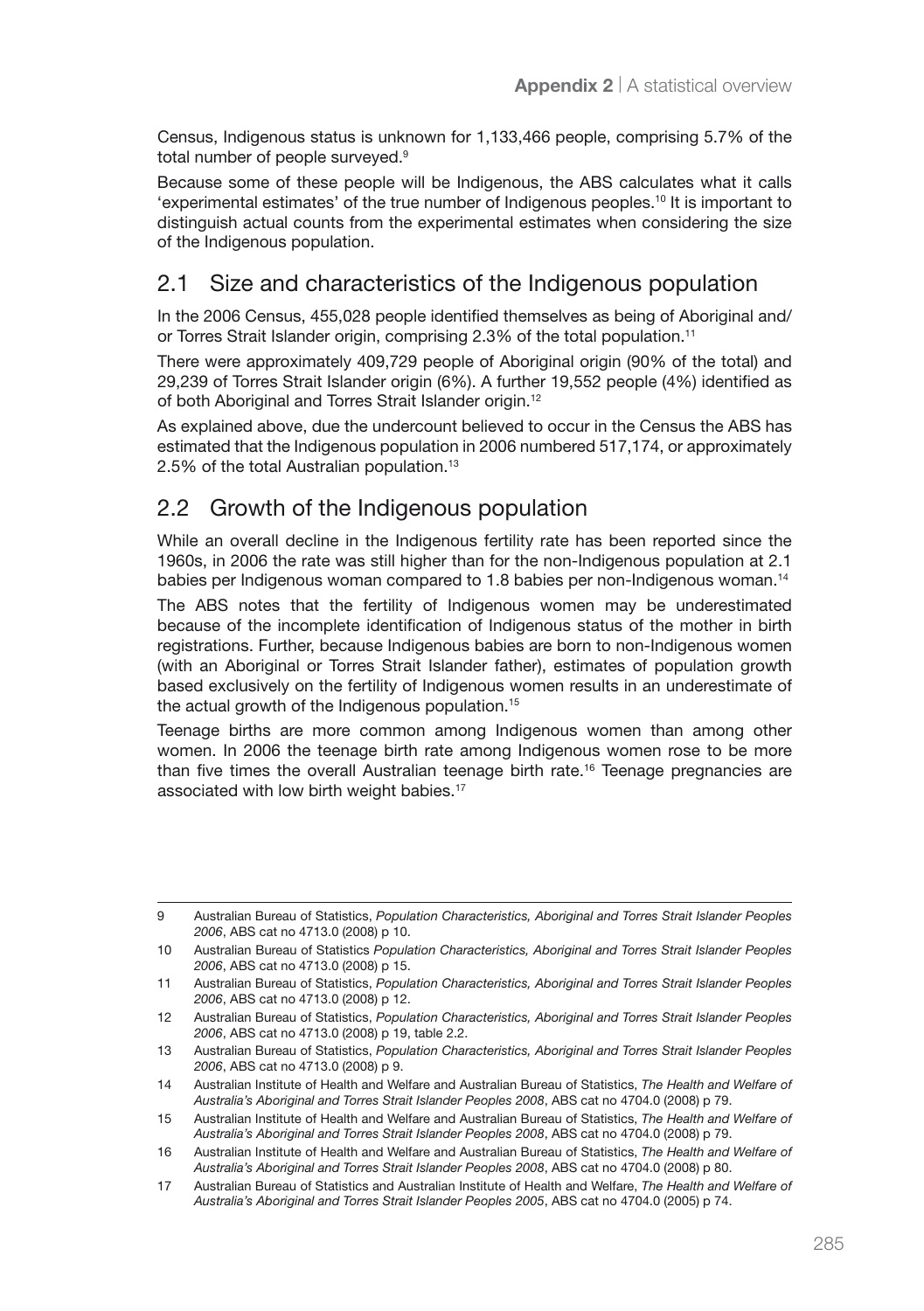Census, Indigenous status is unknown for 1,133,466 people, comprising 5.7% of the total number of people surveyed.[9]

Because some of these people will be Indigenous, the ABS calculates what it calls 'experimental estimates' of the true number of Indigenous peoples.[10] It is important to distinguish actual counts from the experimental estimates when considering the size of the Indigenous population.

## 2.1 Size and characteristics of the Indigenous population

In the 2006 Census, 455,028 people identified themselves as being of Aboriginal and/or Torres Strait Islander origin, comprising 2.3% of the total population.[11]

There were approximately 409,729 people of Aboriginal origin (90% of the total) and 29,239 of Torres Strait Islander origin (6%). A further 19,552 people (4%) identified as of both Aboriginal and Torres Strait Islander origin.[12]

As explained above, due the undercount believed to occur in the Census the ABS has estimated that the Indigenous population in 2006 numbered 517,174, or approximately 2.5% of the total Australian population.[13]

## 2.2 Growth of the Indigenous population

While an overall decline in the Indigenous fertility rate has been reported since the 1960s, in 2006 the rate was still higher than for the non-Indigenous population at 2.1 babies per Indigenous woman compared to 1.8 babies per non-Indigenous woman.[14]

The ABS notes that the fertility of Indigenous women may be underestimated because of the incomplete identification of Indigenous status of the mother in birth registrations. Further, because Indigenous babies are born to non-Indigenous women (with an Aboriginal or Torres Strait Islander father), estimates of population growth based exclusively on the fertility of Indigenous women results in an underestimate of the actual growth of the Indigenous population.[15]

Teenage births are more common among Indigenous women than among other women. In 2006 the teenage birth rate among Indigenous women rose to be more than five times the overall Australian teenage birth rate.[16] Teenage pregnancies are associated with low birth weight babies.[17]

---

9 Australian Bureau of Statistics, *Population Characteristics, Aboriginal and Torres Strait Islander Peoples 2006*, ABS cat no 4713.0 (2008) p 10.

10 Australian Bureau of Statistics *Population Characteristics, Aboriginal and Torres Strait Islander Peoples 2006*, ABS cat no 4713.0 (2008) p 15.

11 Australian Bureau of Statistics, *Population Characteristics, Aboriginal and Torres Strait Islander Peoples 2006*, ABS cat no 4713.0 (2008) p 12.

12 Australian Bureau of Statistics, *Population Characteristics, Aboriginal and Torres Strait Islander Peoples 2006*, ABS cat no 4713.0 (2008) p 19, table 2.2.

13 Australian Bureau of Statistics, *Population Characteristics, Aboriginal and Torres Strait Islander Peoples 2006*, ABS cat no 4713.0 (2008) p 9.

14 Australian Institute of Health and Welfare and Australian Bureau of Statistics, *The Health and Welfare of Australia's Aboriginal and Torres Strait Islander Peoples 2008*, ABS cat no 4704.0 (2008) p 79.

15 Australian Institute of Health and Welfare and Australian Bureau of Statistics, *The Health and Welfare of Australia's Aboriginal and Torres Strait Islander Peoples 2008*, ABS cat no 4704.0 (2008) p 79.

16 Australian Institute of Health and Welfare and Australian Bureau of Statistics, *The Health and Welfare of Australia's Aboriginal and Torres Strait Islander Peoples 2008*, ABS cat no 4704.0 (2008) p 80.

17 Australian Bureau of Statistics and Australian Institute of Health and Welfare, *The Health and Welfare of Australia's Aboriginal and Torres Strait Islander Peoples 2005*, ABS cat no 4704.0 (2005) p 74.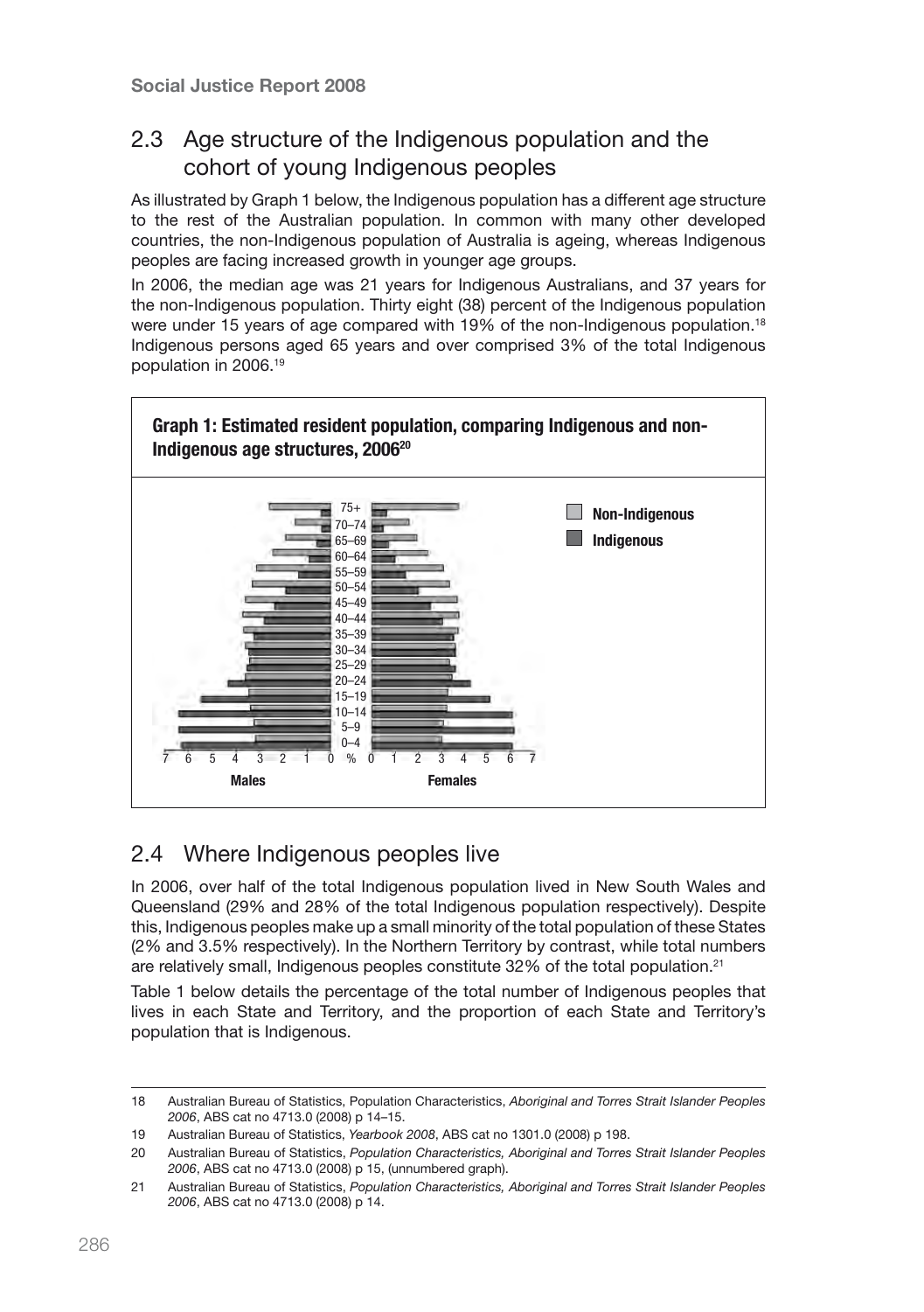## 2.3 Age structure of the Indigenous population and the cohort of young Indigenous peoples

As illustrated by Graph 1 below, the Indigenous population has a different age structure to the rest of the Australian population. In common with many other developed countries, the non-Indigenous population of Australia is ageing, whereas Indigenous peoples are facing increased growth in younger age groups.

In 2006, the median age was 21 years for Indigenous Australians, and 37 years for the non-Indigenous population. Thirty eight (38) percent of the Indigenous population were under 15 years of age compared with 19% of the non-Indigenous population.[18] Indigenous persons aged 65 years and over comprised 3% of the total Indigenous population in 2006.[19]

**Graph 1: Estimated resident population, comparing Indigenous and non-Indigenous age structures, 2006[20]**

## 2.4 Where Indigenous peoples live

In 2006, over half of the total Indigenous population lived in New South Wales and Queensland (29% and 28% of the total Indigenous population respectively). Despite this, Indigenous peoples make up a small minority of the total population of these States (2% and 3.5% respectively). In the Northern Territory by contrast, while total numbers are relatively small, Indigenous peoples constitute 32% of the total population.[21]

Table 1 below details the percentage of the total number of Indigenous peoples that lives in each State and Territory, and the proportion of each State and Territory's population that is Indigenous.

---

18 Australian Bureau of Statistics, Population Characteristics, *Aboriginal and Torres Strait Islander Peoples 2006*, ABS cat no 4713.0 (2008) p 14–15.

19 Australian Bureau of Statistics, *Yearbook 2008*, ABS cat no 1301.0 (2008) p 198.

20 Australian Bureau of Statistics, *Population Characteristics, Aboriginal and Torres Strait Islander Peoples 2006*, ABS cat no 4713.0 (2008) p 15, (unnumbered graph).

21 Australian Bureau of Statistics, *Population Characteristics, Aboriginal and Torres Strait Islander Peoples 2006*, ABS cat no 4713.0 (2008) p 14.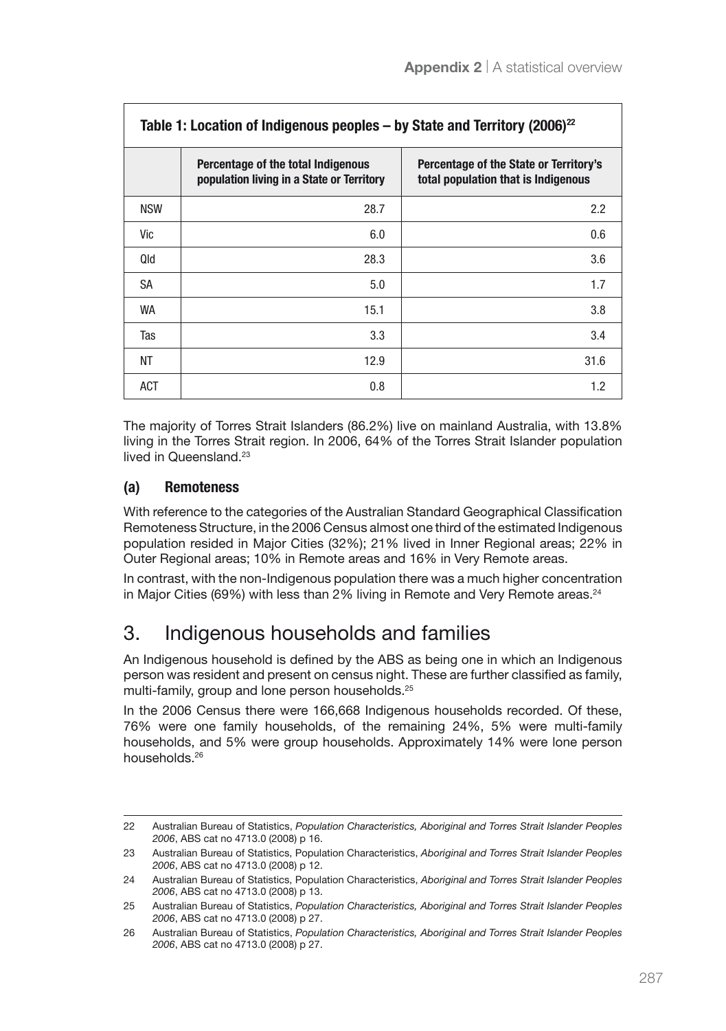**Table 1: Location of Indigenous peoples – by State and Territory (2006)[22]**

| | Percentage of the total Indigenous population living in a State or Territory | Percentage of the State or Territory's total population that is Indigenous |
|---|---|---|
| NSW | 28.7 | 2.2 |
| Vic | 6.0 | 0.6 |
| Qld | 28.3 | 3.6 |
| SA | 5.0 | 1.7 |
| WA | 15.1 | 3.8 |
| Tas | 3.3 | 3.4 |
| NT | 12.9 | 31.6 |
| ACT | 0.8 | 1.2 |

The majority of Torres Strait Islanders (86.2%) live on mainland Australia, with 13.8% living in the Torres Strait region. In 2006, 64% of the Torres Strait Islander population lived in Queensland.[23]

### (a) Remoteness

With reference to the categories of the Australian Standard Geographical Classification Remoteness Structure, in the 2006 Census almost one third of the estimated Indigenous population resided in Major Cities (32%); 21% lived in Inner Regional areas; 22% in Outer Regional areas; 10% in Remote areas and 16% in Very Remote areas.

In contrast, with the non-Indigenous population there was a much higher concentration in Major Cities (69%) with less than 2% living in Remote and Very Remote areas.[24]

## 3. Indigenous households and families

An Indigenous household is defined by the ABS as being one in which an Indigenous person was resident and present on census night. These are further classified as family, multi-family, group and lone person households.[25]

In the 2006 Census there were 166,668 Indigenous households recorded. Of these, 76% were one family households, of the remaining 24%, 5% were multi-family households, and 5% were group households. Approximately 14% were lone person households.[26]

---

22 Australian Bureau of Statistics, *Population Characteristics, Aboriginal and Torres Strait Islander Peoples 2006*, ABS cat no 4713.0 (2008) p 16.

23 Australian Bureau of Statistics, Population Characteristics, *Aboriginal and Torres Strait Islander Peoples 2006*, ABS cat no 4713.0 (2008) p 12.

24 Australian Bureau of Statistics, Population Characteristics, *Aboriginal and Torres Strait Islander Peoples 2006*, ABS cat no 4713.0 (2008) p 13.

25 Australian Bureau of Statistics, *Population Characteristics, Aboriginal and Torres Strait Islander Peoples 2006*, ABS cat no 4713.0 (2008) p 27.

26 Australian Bureau of Statistics, *Population Characteristics, Aboriginal and Torres Strait Islander Peoples 2006*, ABS cat no 4713.0 (2008) p 27.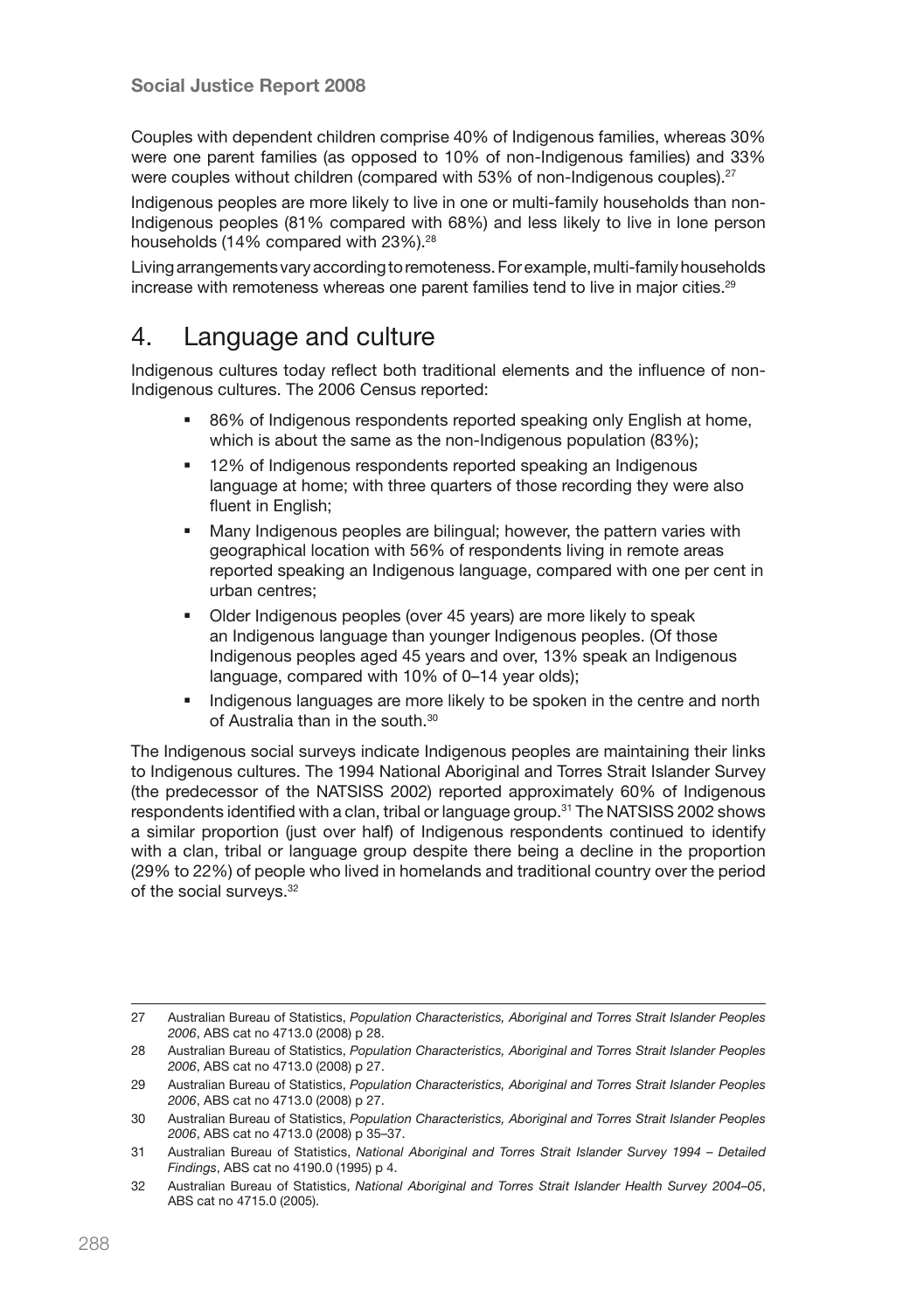Couples with dependent children comprise 40% of Indigenous families, whereas 30% were one parent families (as opposed to 10% of non-Indigenous families) and 33% were couples without children (compared with 53% of non-Indigenous couples).[27]

Indigenous peoples are more likely to live in one or multi-family households than non-Indigenous peoples (81% compared with 68%) and less likely to live in lone person households (14% compared with 23%).[28]

Living arrangements vary according to remoteness. For example, multi-family households increase with remoteness whereas one parent families tend to live in major cities.[29]

## 4. Language and culture

Indigenous cultures today reflect both traditional elements and the influence of non-Indigenous cultures. The 2006 Census reported:

- 86% of Indigenous respondents reported speaking only English at home, which is about the same as the non-Indigenous population (83%);
- 12% of Indigenous respondents reported speaking an Indigenous language at home; with three quarters of those recording they were also fluent in English;
- Many Indigenous peoples are bilingual; however, the pattern varies with geographical location with 56% of respondents living in remote areas reported speaking an Indigenous language, compared with one per cent in urban centres;
- Older Indigenous peoples (over 45 years) are more likely to speak an Indigenous language than younger Indigenous peoples. (Of those Indigenous peoples aged 45 years and over, 13% speak an Indigenous language, compared with 10% of 0–14 year olds);
- Indigenous languages are more likely to be spoken in the centre and north of Australia than in the south.[30]

The Indigenous social surveys indicate Indigenous peoples are maintaining their links to Indigenous cultures. The 1994 National Aboriginal and Torres Strait Islander Survey (the predecessor of the NATSISS 2002) reported approximately 60% of Indigenous respondents identified with a clan, tribal or language group.[31] The NATSISS 2002 shows a similar proportion (just over half) of Indigenous respondents continued to identify with a clan, tribal or language group despite there being a decline in the proportion (29% to 22%) of people who lived in homelands and traditional country over the period of the social surveys.[32]

---

27 Australian Bureau of Statistics, *Population Characteristics, Aboriginal and Torres Strait Islander Peoples 2006*, ABS cat no 4713.0 (2008) p 28.

28 Australian Bureau of Statistics, *Population Characteristics, Aboriginal and Torres Strait Islander Peoples 2006*, ABS cat no 4713.0 (2008) p 27.

29 Australian Bureau of Statistics, *Population Characteristics, Aboriginal and Torres Strait Islander Peoples 2006*, ABS cat no 4713.0 (2008) p 27.

30 Australian Bureau of Statistics, *Population Characteristics, Aboriginal and Torres Strait Islander Peoples 2006*, ABS cat no 4713.0 (2008) p 35–37.

31 Australian Bureau of Statistics, *National Aboriginal and Torres Strait Islander Survey 1994 – Detailed Findings*, ABS cat no 4190.0 (1995) p 4.

32 Australian Bureau of Statistics, *National Aboriginal and Torres Strait Islander Health Survey 2004–05*, ABS cat no 4715.0 (2005).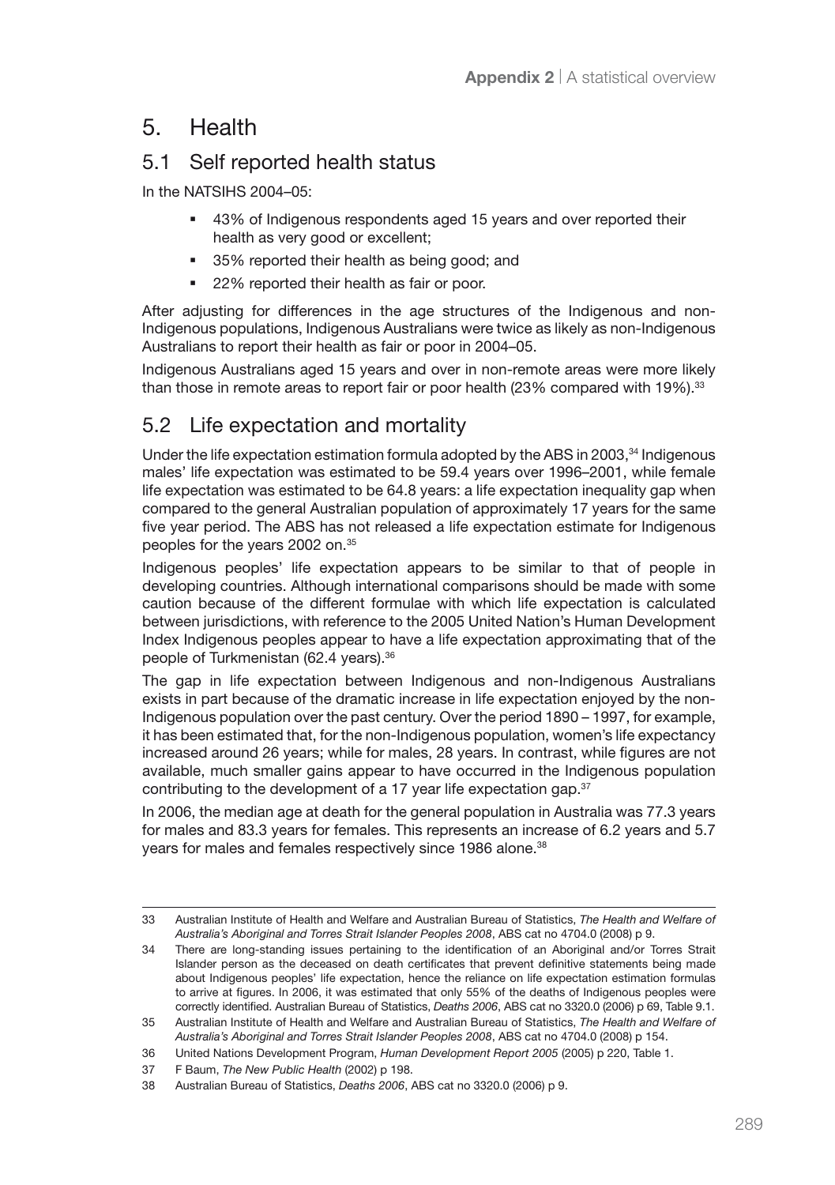# 5. Health

## 5.1 Self reported health status

In the NATSIHS 2004–05:

- 43% of Indigenous respondents aged 15 years and over reported their health as very good or excellent;
- 35% reported their health as being good; and
- 22% reported their health as fair or poor.

After adjusting for differences in the age structures of the Indigenous and non-Indigenous populations, Indigenous Australians were twice as likely as non-Indigenous Australians to report their health as fair or poor in 2004–05.

Indigenous Australians aged 15 years and over in non-remote areas were more likely than those in remote areas to report fair or poor health (23% compared with 19%).[33]

## 5.2 Life expectation and mortality

Under the life expectation estimation formula adopted by the ABS in 2003,[34] Indigenous males' life expectation was estimated to be 59.4 years over 1996–2001, while female life expectation was estimated to be 64.8 years: a life expectation inequality gap when compared to the general Australian population of approximately 17 years for the same five year period. The ABS has not released a life expectation estimate for Indigenous peoples for the years 2002 on.[35]

Indigenous peoples' life expectation appears to be similar to that of people in developing countries. Although international comparisons should be made with some caution because of the different formulae with which life expectation is calculated between jurisdictions, with reference to the 2005 United Nation's Human Development Index Indigenous peoples appear to have a life expectation approximating that of the people of Turkmenistan (62.4 years).[36]

The gap in life expectation between Indigenous and non-Indigenous Australians exists in part because of the dramatic increase in life expectation enjoyed by the non-Indigenous population over the past century. Over the period 1890 – 1997, for example, it has been estimated that, for the non-Indigenous population, women's life expectancy increased around 26 years; while for males, 28 years. In contrast, while figures are not available, much smaller gains appear to have occurred in the Indigenous population contributing to the development of a 17 year life expectation gap.[37]

In 2006, the median age at death for the general population in Australia was 77.3 years for males and 83.3 years for females. This represents an increase of 6.2 years and 5.7 years for males and females respectively since 1986 alone.[38]

---

33 Australian Institute of Health and Welfare and Australian Bureau of Statistics, *The Health and Welfare of Australia's Aboriginal and Torres Strait Islander Peoples 2008*, ABS cat no 4704.0 (2008) p 9.

34 There are long-standing issues pertaining to the identification of an Aboriginal and/or Torres Strait Islander person as the deceased on death certificates that prevent definitive statements being made about Indigenous peoples' life expectation, hence the reliance on life expectation estimation formulas to arrive at figures. In 2006, it was estimated that only 55% of the deaths of Indigenous peoples were correctly identified. Australian Bureau of Statistics, *Deaths 2006*, ABS cat no 3320.0 (2006) p 69, Table 9.1.

35 Australian Institute of Health and Welfare and Australian Bureau of Statistics, *The Health and Welfare of Australia's Aboriginal and Torres Strait Islander Peoples 2008*, ABS cat no 4704.0 (2008) p 154.

36 United Nations Development Program, *Human Development Report 2005* (2005) p 220, Table 1.

37 F Baum, *The New Public Health* (2002) p 198.

38 Australian Bureau of Statistics, *Deaths 2006*, ABS cat no 3320.0 (2006) p 9.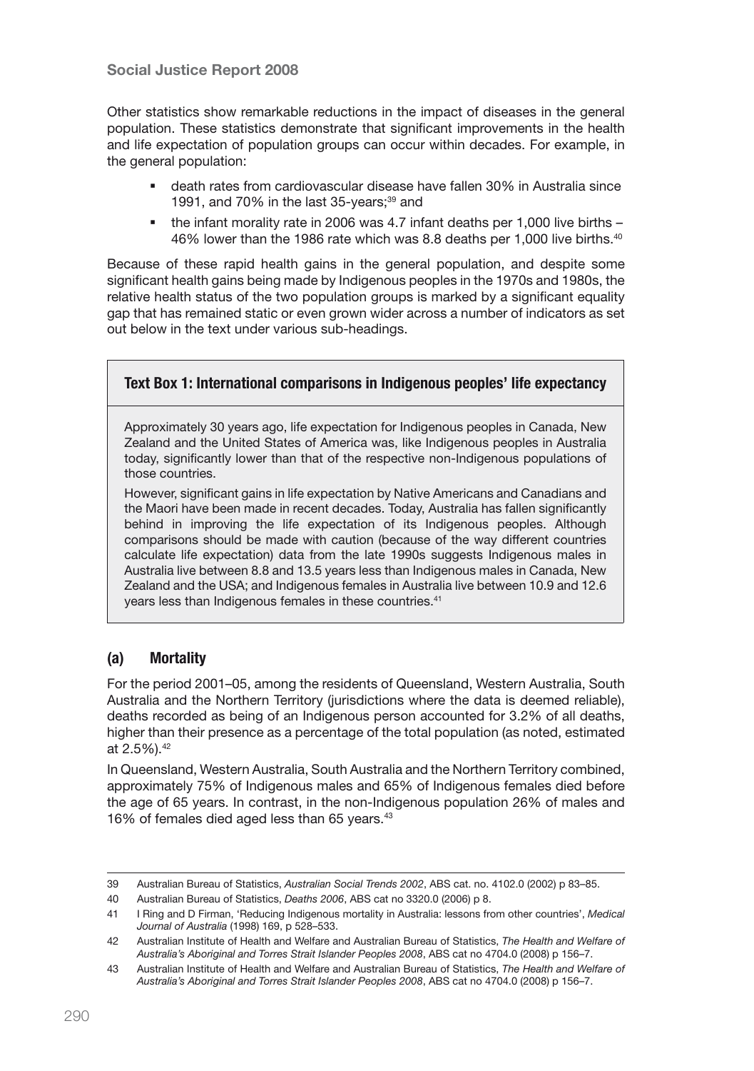Other statistics show remarkable reductions in the impact of diseases in the general population. These statistics demonstrate that significant improvements in the health and life expectation of population groups can occur within decades. For example, in the general population:

- death rates from cardiovascular disease have fallen 30% in Australia since 1991, and 70% in the last 35-years;[39] and
- the infant morality rate in 2006 was 4.7 infant deaths per 1,000 live births – 46% lower than the 1986 rate which was 8.8 deaths per 1,000 live births.[40]

Because of these rapid health gains in the general population, and despite some significant health gains being made by Indigenous peoples in the 1970s and 1980s, the relative health status of the two population groups is marked by a significant equality gap that has remained static or even grown wider across a number of indicators as set out below in the text under various sub-headings.

> **Text Box 1: International comparisons in Indigenous peoples' life expectancy**
>
> Approximately 30 years ago, life expectation for Indigenous peoples in Canada, New Zealand and the United States of America was, like Indigenous peoples in Australia today, significantly lower than that of the respective non-Indigenous populations of those countries.
>
> However, significant gains in life expectation by Native Americans and Canadians and the Maori have been made in recent decades. Today, Australia has fallen significantly behind in improving the life expectation of its Indigenous peoples. Although comparisons should be made with caution (because of the way different countries calculate life expectation) data from the late 1990s suggests Indigenous males in Australia live between 8.8 and 13.5 years less than Indigenous males in Canada, New Zealand and the USA; and Indigenous females in Australia live between 10.9 and 12.6 years less than Indigenous females in these countries.[41]

### (a) Mortality

For the period 2001–05, among the residents of Queensland, Western Australia, South Australia and the Northern Territory (jurisdictions where the data is deemed reliable), deaths recorded as being of an Indigenous person accounted for 3.2% of all deaths, higher than their presence as a percentage of the total population (as noted, estimated at 2.5%).[42]

In Queensland, Western Australia, South Australia and the Northern Territory combined, approximately 75% of Indigenous males and 65% of Indigenous females died before the age of 65 years. In contrast, in the non-Indigenous population 26% of males and 16% of females died aged less than 65 years.[43]

---

39 Australian Bureau of Statistics, *Australian Social Trends 2002*, ABS cat. no. 4102.0 (2002) p 83–85.

40 Australian Bureau of Statistics, *Deaths 2006*, ABS cat no 3320.0 (2006) p 8.

41 I Ring and D Firman, 'Reducing Indigenous mortality in Australia: lessons from other countries', *Medical Journal of Australia* (1998) 169, p 528–533.

42 Australian Institute of Health and Welfare and Australian Bureau of Statistics, *The Health and Welfare of Australia's Aboriginal and Torres Strait Islander Peoples 2008*, ABS cat no 4704.0 (2008) p 156–7.

43 Australian Institute of Health and Welfare and Australian Bureau of Statistics, *The Health and Welfare of Australia's Aboriginal and Torres Strait Islander Peoples 2008*, ABS cat no 4704.0 (2008) p 156–7.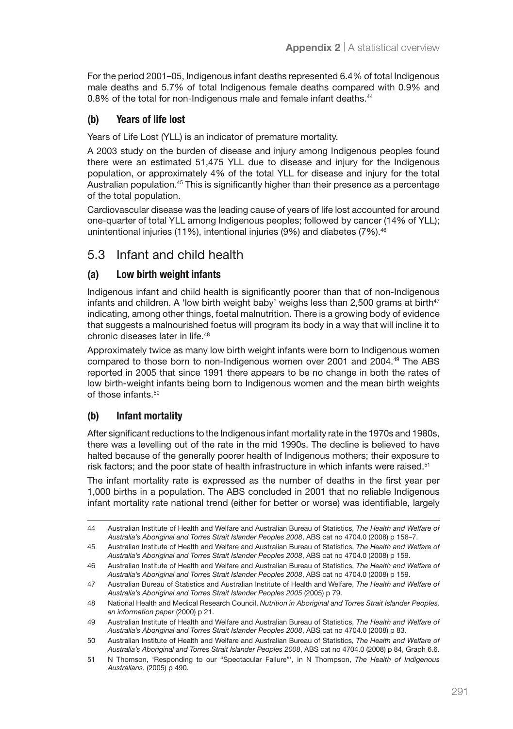For the period 2001–05, Indigenous infant deaths represented 6.4% of total Indigenous male deaths and 5.7% of total Indigenous female deaths compared with 0.9% and 0.8% of the total for non-Indigenous male and female infant deaths.[44]

### (b) Years of life lost

Years of Life Lost (YLL) is an indicator of premature mortality.

A 2003 study on the burden of disease and injury among Indigenous peoples found there were an estimated 51,475 YLL due to disease and injury for the Indigenous population, or approximately 4% of the total YLL for disease and injury for the total Australian population.[45] This is significantly higher than their presence as a percentage of the total population.

Cardiovascular disease was the leading cause of years of life lost accounted for around one-quarter of total YLL among Indigenous peoples; followed by cancer (14% of YLL); unintentional injuries (11%), intentional injuries (9%) and diabetes (7%).[46]

## 5.3 Infant and child health

### (a) Low birth weight infants

Indigenous infant and child health is significantly poorer than that of non-Indigenous infants and children. A 'low birth weight baby' weighs less than 2,500 grams at birth[47] indicating, among other things, foetal malnutrition. There is a growing body of evidence that suggests a malnourished foetus will program its body in a way that will incline it to chronic diseases later in life.[48]

Approximately twice as many low birth weight infants were born to Indigenous women compared to those born to non-Indigenous women over 2001 and 2004.[49] The ABS reported in 2005 that since 1991 there appears to be no change in both the rates of low birth-weight infants being born to Indigenous women and the mean birth weights of those infants.[50]

### (b) Infant mortality

After significant reductions to the Indigenous infant mortality rate in the 1970s and 1980s, there was a levelling out of the rate in the mid 1990s. The decline is believed to have halted because of the generally poorer health of Indigenous mothers; their exposure to risk factors; and the poor state of health infrastructure in which infants were raised.[51]

The infant mortality rate is expressed as the number of deaths in the first year per 1,000 births in a population. The ABS concluded in 2001 that no reliable Indigenous infant mortality rate national trend (either for better or worse) was identifiable, largely

---

44 Australian Institute of Health and Welfare and Australian Bureau of Statistics, *The Health and Welfare of Australia's Aboriginal and Torres Strait Islander Peoples 2008*, ABS cat no 4704.0 (2008) p 156–7.

45 Australian Institute of Health and Welfare and Australian Bureau of Statistics, *The Health and Welfare of Australia's Aboriginal and Torres Strait Islander Peoples 2008*, ABS cat no 4704.0 (2008) p 159.

46 Australian Institute of Health and Welfare and Australian Bureau of Statistics, *The Health and Welfare of Australia's Aboriginal and Torres Strait Islander Peoples 2008*, ABS cat no 4704.0 (2008) p 159.

47 Australian Bureau of Statistics and Australian Institute of Health and Welfare, *The Health and Welfare of Australia's Aboriginal and Torres Strait Islander Peoples 2005* (2005) p 79.

48 National Health and Medical Research Council, *Nutrition in Aboriginal and Torres Strait Islander Peoples, an information paper* (2000) p 21.

49 Australian Institute of Health and Welfare and Australian Bureau of Statistics, *The Health and Welfare of Australia's Aboriginal and Torres Strait Islander Peoples 2008*, ABS cat no 4704.0 (2008) p 83.

50 Australian Institute of Health and Welfare and Australian Bureau of Statistics, *The Health and Welfare of Australia's Aboriginal and Torres Strait Islander Peoples 2008*, ABS cat no 4704.0 (2008) p 84, Graph 6.6.

51 N Thomson, 'Responding to our "Spectacular Failure"', in N Thompson, *The Health of Indigenous Australians*, (2005) p 490.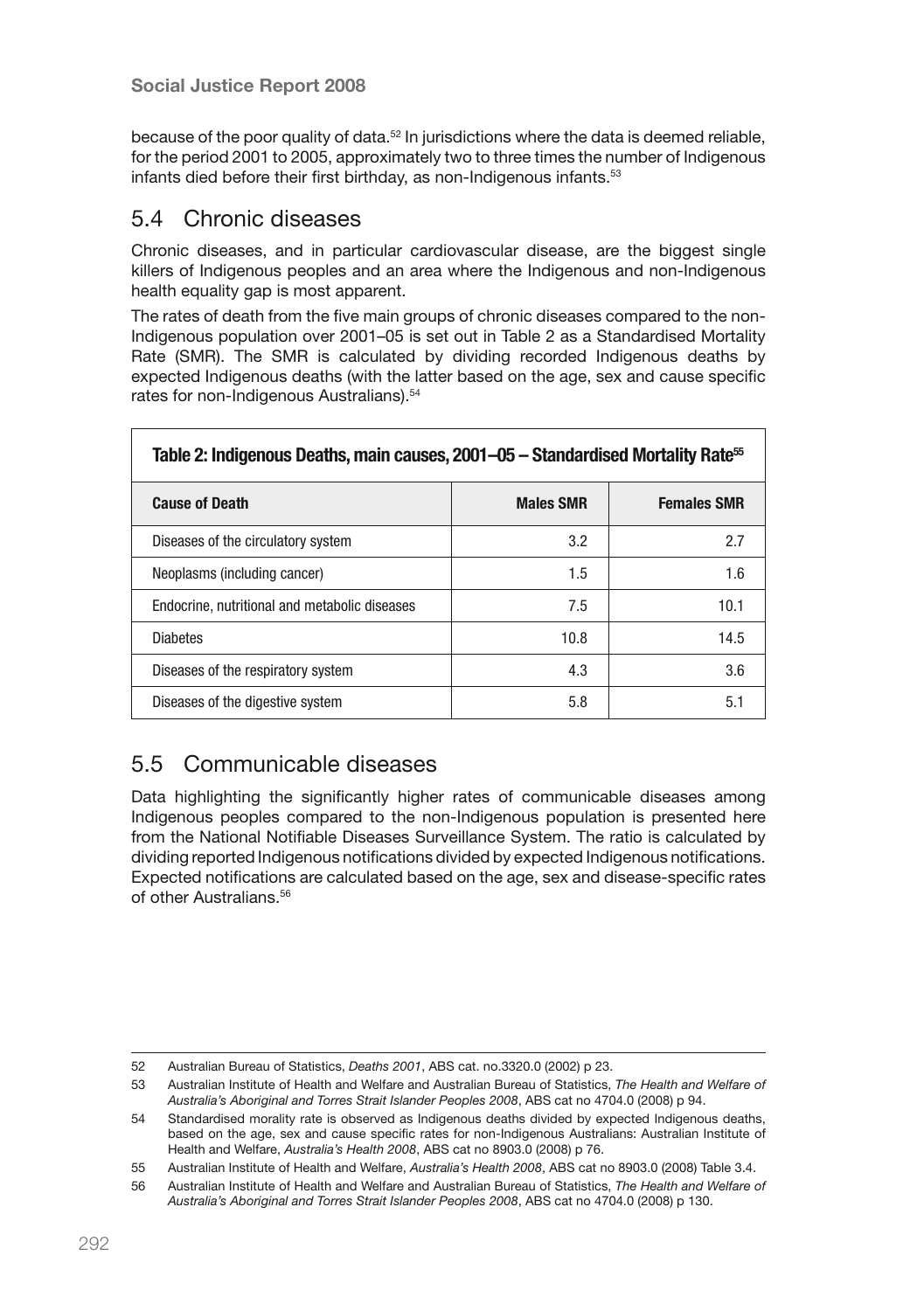because of the poor quality of data.[52] In jurisdictions where the data is deemed reliable, for the period 2001 to 2005, approximately two to three times the number of Indigenous infants died before their first birthday, as non-Indigenous infants.[53]

## 5.4 Chronic diseases

Chronic diseases, and in particular cardiovascular disease, are the biggest single killers of Indigenous peoples and an area where the Indigenous and non-Indigenous health equality gap is most apparent.

The rates of death from the five main groups of chronic diseases compared to the non-Indigenous population over 2001–05 is set out in Table 2 as a Standardised Mortality Rate (SMR). The SMR is calculated by dividing recorded Indigenous deaths by expected Indigenous deaths (with the latter based on the age, sex and cause specific rates for non-Indigenous Australians).[54]

**Table 2: Indigenous Deaths, main causes, 2001–05 – Standardised Mortality Rate[55]**

| Cause of Death | Males SMR | Females SMR |
|---|---|---|
| Diseases of the circulatory system | 3.2 | 2.7 |
| Neoplasms (including cancer) | 1.5 | 1.6 |
| Endocrine, nutritional and metabolic diseases | 7.5 | 10.1 |
| Diabetes | 10.8 | 14.5 |
| Diseases of the respiratory system | 4.3 | 3.6 |
| Diseases of the digestive system | 5.8 | 5.1 |

## 5.5 Communicable diseases

Data highlighting the significantly higher rates of communicable diseases among Indigenous peoples compared to the non-Indigenous population is presented here from the National Notifiable Diseases Surveillance System. The ratio is calculated by dividing reported Indigenous notifications divided by expected Indigenous notifications. Expected notifications are calculated based on the age, sex and disease-specific rates of other Australians.[56]

---

52 Australian Bureau of Statistics, *Deaths 2001*, ABS cat. no.3320.0 (2002) p 23.

53 Australian Institute of Health and Welfare and Australian Bureau of Statistics, *The Health and Welfare of Australia's Aboriginal and Torres Strait Islander Peoples 2008*, ABS cat no 4704.0 (2008) p 94.

54 Standardised morality rate is observed as Indigenous deaths divided by expected Indigenous deaths, based on the age, sex and cause specific rates for non-Indigenous Australians: Australian Institute of Health and Welfare, *Australia's Health 2008*, ABS cat no 8903.0 (2008) p 76.

55 Australian Institute of Health and Welfare, *Australia's Health 2008*, ABS cat no 8903.0 (2008) Table 3.4.

56 Australian Institute of Health and Welfare and Australian Bureau of Statistics, *The Health and Welfare of Australia's Aboriginal and Torres Strait Islander Peoples 2008*, ABS cat no 4704.0 (2008) p 130.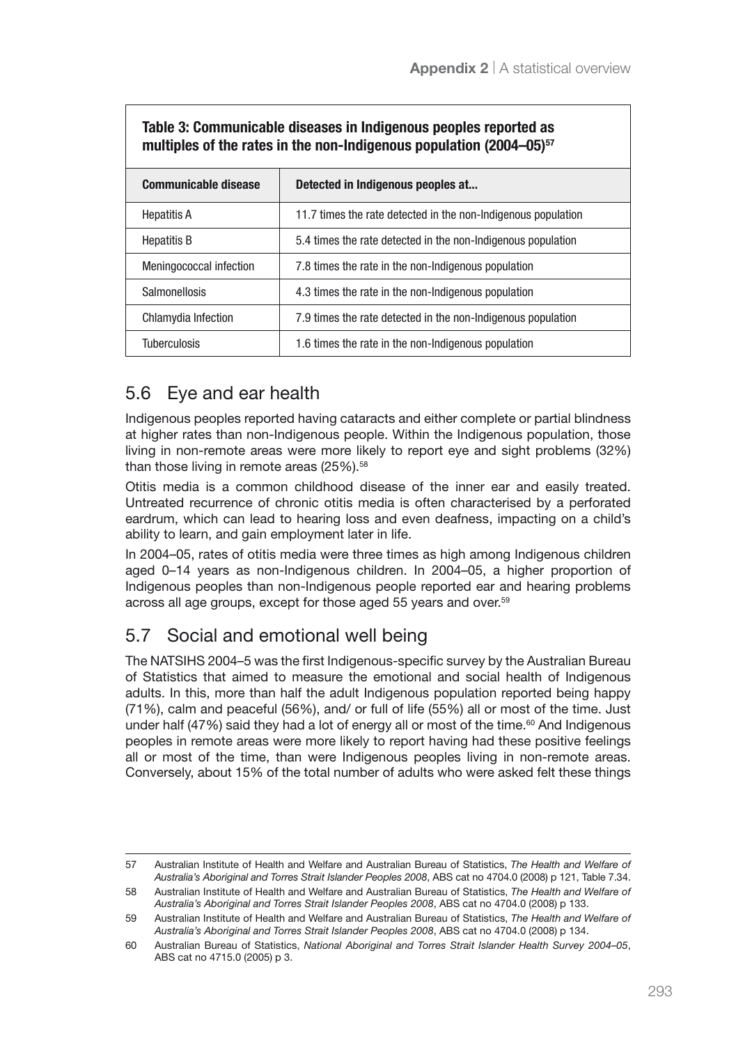**Table 3: Communicable diseases in Indigenous peoples reported as multiples of the rates in the non-Indigenous population (2004–05)[57]**

| Communicable disease | Detected in Indigenous peoples at... |
| --- | --- |
| Hepatitis A | 11.7 times the rate detected in the non-Indigenous population |
| Hepatitis B | 5.4 times the rate detected in the non-Indigenous population |
| Meningococcal infection | 7.8 times the rate in the non-Indigenous population |
| Salmonellosis | 4.3 times the rate in the non-Indigenous population |
| Chlamydia Infection | 7.9 times the rate detected in the non-Indigenous population |
| Tuberculosis | 1.6 times the rate in the non-Indigenous population |

## 5.6 Eye and ear health

Indigenous peoples reported having cataracts and either complete or partial blindness at higher rates than non-Indigenous people. Within the Indigenous population, those living in non-remote areas were more likely to report eye and sight problems (32%) than those living in remote areas (25%).[58]

Otitis media is a common childhood disease of the inner ear and easily treated. Untreated recurrence of chronic otitis media is often characterised by a perforated eardrum, which can lead to hearing loss and even deafness, impacting on a child's ability to learn, and gain employment later in life.

In 2004–05, rates of otitis media were three times as high among Indigenous children aged 0–14 years as non-Indigenous children. In 2004–05, a higher proportion of Indigenous peoples than non-Indigenous people reported ear and hearing problems across all age groups, except for those aged 55 years and over.[59]

## 5.7 Social and emotional well being

The NATSIHS 2004–5 was the first Indigenous-specific survey by the Australian Bureau of Statistics that aimed to measure the emotional and social health of Indigenous adults. In this, more than half the adult Indigenous population reported being happy (71%), calm and peaceful (56%), and/ or full of life (55%) all or most of the time. Just under half (47%) said they had a lot of energy all or most of the time.[60] And Indigenous peoples in remote areas were more likely to report having had these positive feelings all or most of the time, than were Indigenous peoples living in non-remote areas. Conversely, about 15% of the total number of adults who were asked felt these things

---

57 Australian Institute of Health and Welfare and Australian Bureau of Statistics, *The Health and Welfare of Australia's Aboriginal and Torres Strait Islander Peoples 2008*, ABS cat no 4704.0 (2008) p 121, Table 7.34.

58 Australian Institute of Health and Welfare and Australian Bureau of Statistics, *The Health and Welfare of Australia's Aboriginal and Torres Strait Islander Peoples 2008*, ABS cat no 4704.0 (2008) p 133.

59 Australian Institute of Health and Welfare and Australian Bureau of Statistics, *The Health and Welfare of Australia's Aboriginal and Torres Strait Islander Peoples 2008*, ABS cat no 4704.0 (2008) p 134.

60 Australian Bureau of Statistics, *National Aboriginal and Torres Strait Islander Health Survey 2004–05*, ABS cat no 4715.0 (2005) p 3.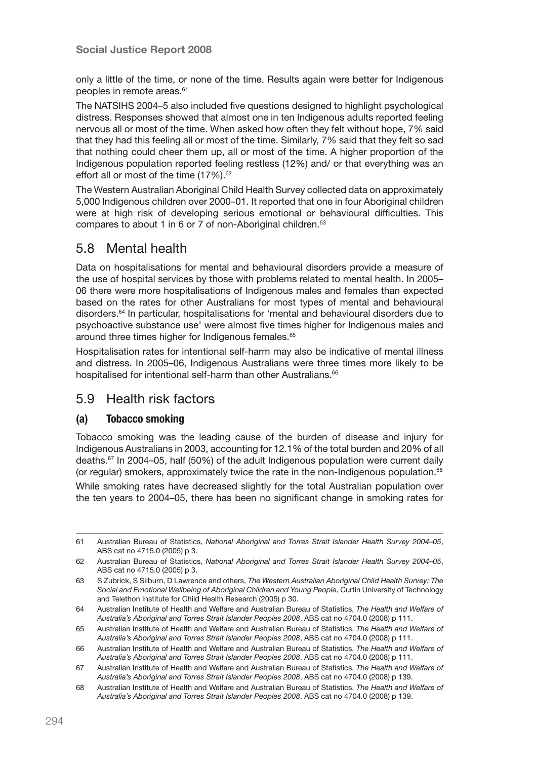only a little of the time, or none of the time. Results again were better for Indigenous peoples in remote areas.[61]

The NATSIHS 2004–5 also included five questions designed to highlight psychological distress. Responses showed that almost one in ten Indigenous adults reported feeling nervous all or most of the time. When asked how often they felt without hope, 7% said that they had this feeling all or most of the time. Similarly, 7% said that they felt so sad that nothing could cheer them up, all or most of the time. A higher proportion of the Indigenous population reported feeling restless (12%) and/ or that everything was an effort all or most of the time (17%).[62]

The Western Australian Aboriginal Child Health Survey collected data on approximately 5,000 Indigenous children over 2000–01. It reported that one in four Aboriginal children were at high risk of developing serious emotional or behavioural difficulties. This compares to about 1 in 6 or 7 of non-Aboriginal children.[63]

## 5.8 Mental health

Data on hospitalisations for mental and behavioural disorders provide a measure of the use of hospital services by those with problems related to mental health. In 2005–06 there were more hospitalisations of Indigenous males and females than expected based on the rates for other Australians for most types of mental and behavioural disorders.[64] In particular, hospitalisations for 'mental and behavioural disorders due to psychoactive substance use' were almost five times higher for Indigenous males and around three times higher for Indigenous females.[65]

Hospitalisation rates for intentional self-harm may also be indicative of mental illness and distress. In 2005–06, Indigenous Australians were three times more likely to be hospitalised for intentional self-harm than other Australians.[66]

## 5.9 Health risk factors

### (a) Tobacco smoking

Tobacco smoking was the leading cause of the burden of disease and injury for Indigenous Australians in 2003, accounting for 12.1% of the total burden and 20% of all deaths.[67] In 2004–05, half (50%) of the adult Indigenous population were current daily (or regular) smokers, approximately twice the rate in the non-Indigenous population.[68]

While smoking rates have decreased slightly for the total Australian population over the ten years to 2004–05, there has been no significant change in smoking rates for

---

61 Australian Bureau of Statistics, *National Aboriginal and Torres Strait Islander Health Survey 2004–05*, ABS cat no 4715.0 (2005) p 3.

62 Australian Bureau of Statistics, *National Aboriginal and Torres Strait Islander Health Survey 2004–05*, ABS cat no 4715.0 (2005) p 3.

63 S Zubrick, S Silburn, D Lawrence and others, *The Western Australian Aboriginal Child Health Survey: The Social and Emotional Wellbeing of Aboriginal Children and Young People*, Curtin University of Technology and Telethon Institute for Child Health Research (2005) p 30.

64 Australian Institute of Health and Welfare and Australian Bureau of Statistics, *The Health and Welfare of Australia's Aboriginal and Torres Strait Islander Peoples 2008*, ABS cat no 4704.0 (2008) p 111.

65 Australian Institute of Health and Welfare and Australian Bureau of Statistics, *The Health and Welfare of Australia's Aboriginal and Torres Strait Islander Peoples 2008*, ABS cat no 4704.0 (2008) p 111.

66 Australian Institute of Health and Welfare and Australian Bureau of Statistics, *The Health and Welfare of Australia's Aboriginal and Torres Strait Islander Peoples 2008*, ABS cat no 4704.0 (2008) p 111.

67 Australian Institute of Health and Welfare and Australian Bureau of Statistics, *The Health and Welfare of Australia's Aboriginal and Torres Strait Islander Peoples 2008*, ABS cat no 4704.0 (2008) p 139.

68 Australian Institute of Health and Welfare and Australian Bureau of Statistics, *The Health and Welfare of Australia's Aboriginal and Torres Strait Islander Peoples 2008*, ABS cat no 4704.0 (2008) p 139.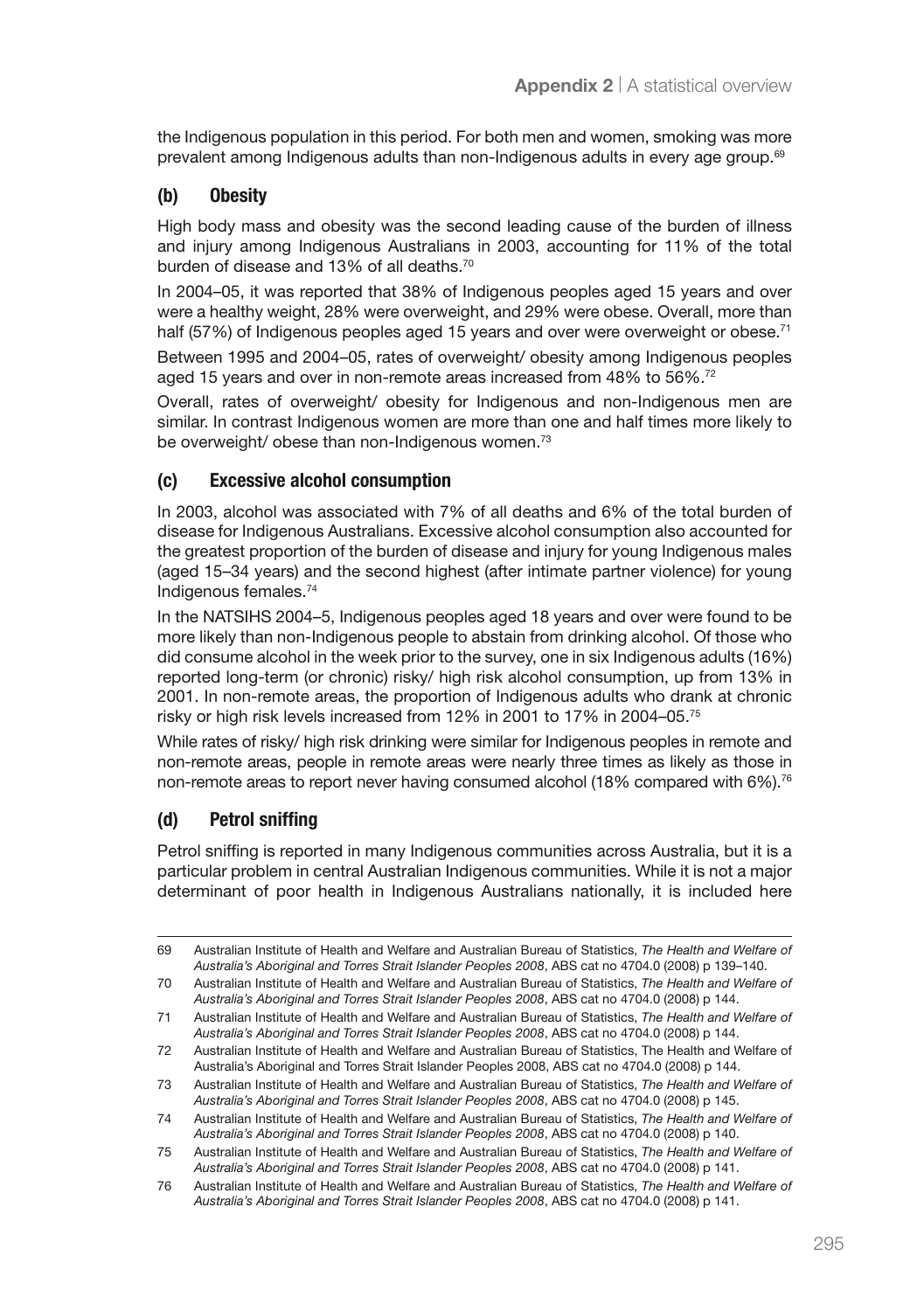the Indigenous population in this period. For both men and women, smoking was more prevalent among Indigenous adults than non-Indigenous adults in every age group.[69]

### (b) Obesity

High body mass and obesity was the second leading cause of the burden of illness and injury among Indigenous Australians in 2003, accounting for 11% of the total burden of disease and 13% of all deaths.[70]

In 2004–05, it was reported that 38% of Indigenous peoples aged 15 years and over were a healthy weight, 28% were overweight, and 29% were obese. Overall, more than half (57%) of Indigenous peoples aged 15 years and over were overweight or obese.[71]

Between 1995 and 2004–05, rates of overweight/ obesity among Indigenous peoples aged 15 years and over in non-remote areas increased from 48% to 56%.[72]

Overall, rates of overweight/ obesity for Indigenous and non-Indigenous men are similar. In contrast Indigenous women are more than one and half times more likely to be overweight/ obese than non-Indigenous women.[73]

### (c) Excessive alcohol consumption

In 2003, alcohol was associated with 7% of all deaths and 6% of the total burden of disease for Indigenous Australians. Excessive alcohol consumption also accounted for the greatest proportion of the burden of disease and injury for young Indigenous males (aged 15–34 years) and the second highest (after intimate partner violence) for young Indigenous females.[74]

In the NATSIHS 2004–5, Indigenous peoples aged 18 years and over were found to be more likely than non-Indigenous people to abstain from drinking alcohol. Of those who did consume alcohol in the week prior to the survey, one in six Indigenous adults (16%) reported long-term (or chronic) risky/ high risk alcohol consumption, up from 13% in 2001. In non-remote areas, the proportion of Indigenous adults who drank at chronic risky or high risk levels increased from 12% in 2001 to 17% in 2004–05.[75]

While rates of risky/ high risk drinking were similar for Indigenous peoples in remote and non-remote areas, people in remote areas were nearly three times as likely as those in non-remote areas to report never having consumed alcohol (18% compared with 6%).[76]

### (d) Petrol sniffing

Petrol sniffing is reported in many Indigenous communities across Australia, but it is a particular problem in central Australian Indigenous communities. While it is not a major determinant of poor health in Indigenous Australians nationally, it is included here

---

69 Australian Institute of Health and Welfare and Australian Bureau of Statistics, *The Health and Welfare of Australia's Aboriginal and Torres Strait Islander Peoples 2008*, ABS cat no 4704.0 (2008) p 139–140.

70 Australian Institute of Health and Welfare and Australian Bureau of Statistics, *The Health and Welfare of Australia's Aboriginal and Torres Strait Islander Peoples 2008*, ABS cat no 4704.0 (2008) p 144.

71 Australian Institute of Health and Welfare and Australian Bureau of Statistics, *The Health and Welfare of Australia's Aboriginal and Torres Strait Islander Peoples 2008*, ABS cat no 4704.0 (2008) p 144.

72 Australian Institute of Health and Welfare and Australian Bureau of Statistics, The Health and Welfare of Australia's Aboriginal and Torres Strait Islander Peoples 2008, ABS cat no 4704.0 (2008) p 144.

73 Australian Institute of Health and Welfare and Australian Bureau of Statistics, *The Health and Welfare of Australia's Aboriginal and Torres Strait Islander Peoples 2008*, ABS cat no 4704.0 (2008) p 145.

74 Australian Institute of Health and Welfare and Australian Bureau of Statistics, *The Health and Welfare of Australia's Aboriginal and Torres Strait Islander Peoples 2008*, ABS cat no 4704.0 (2008) p 140.

75 Australian Institute of Health and Welfare and Australian Bureau of Statistics, *The Health and Welfare of Australia's Aboriginal and Torres Strait Islander Peoples 2008*, ABS cat no 4704.0 (2008) p 141.

76 Australian Institute of Health and Welfare and Australian Bureau of Statistics, *The Health and Welfare of Australia's Aboriginal and Torres Strait Islander Peoples 2008*, ABS cat no 4704.0 (2008) p 141.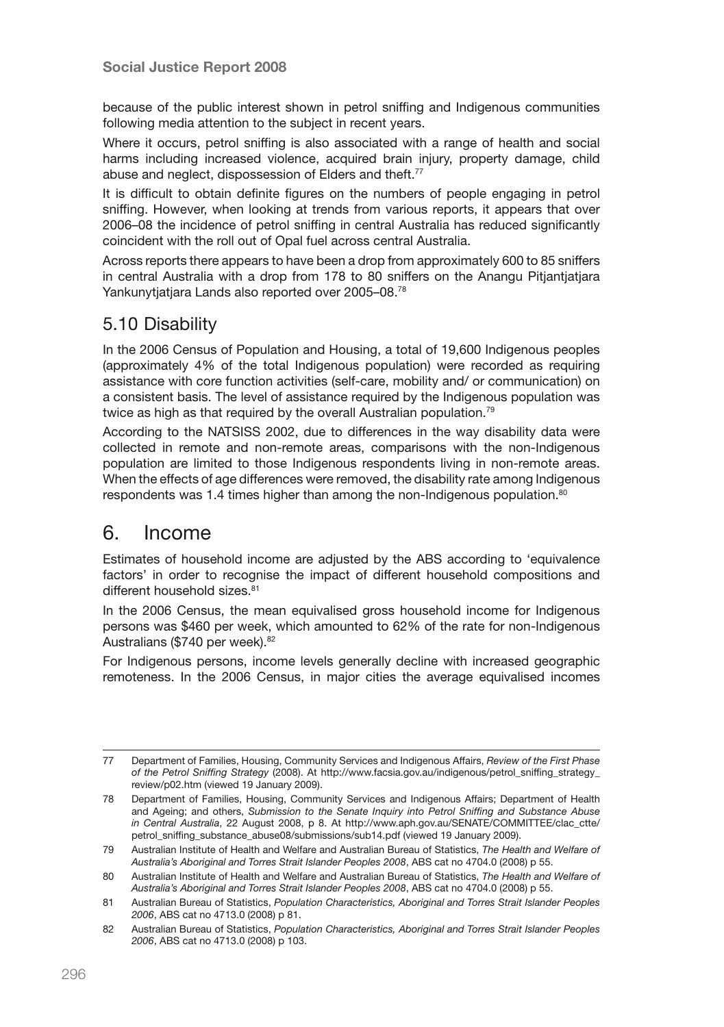because of the public interest shown in petrol sniffing and Indigenous communities following media attention to the subject in recent years.

Where it occurs, petrol sniffing is also associated with a range of health and social harms including increased violence, acquired brain injury, property damage, child abuse and neglect, dispossession of Elders and theft.[77]

It is difficult to obtain definite figures on the numbers of people engaging in petrol sniffing. However, when looking at trends from various reports, it appears that over 2006–08 the incidence of petrol sniffing in central Australia has reduced significantly coincident with the roll out of Opal fuel across central Australia.

Across reports there appears to have been a drop from approximately 600 to 85 sniffers in central Australia with a drop from 178 to 80 sniffers on the Anangu Pitjantjatjara Yankunytjatjara Lands also reported over 2005–08.[78]

### 5.10 Disability

In the 2006 Census of Population and Housing, a total of 19,600 Indigenous peoples (approximately 4% of the total Indigenous population) were recorded as requiring assistance with core function activities (self-care, mobility and/ or communication) on a consistent basis. The level of assistance required by the Indigenous population was twice as high as that required by the overall Australian population.[79]

According to the NATSISS 2002, due to differences in the way disability data were collected in remote and non-remote areas, comparisons with the non-Indigenous population are limited to those Indigenous respondents living in non-remote areas. When the effects of age differences were removed, the disability rate among Indigenous respondents was 1.4 times higher than among the non-Indigenous population.[80]

## 6. Income

Estimates of household income are adjusted by the ABS according to 'equivalence factors' in order to recognise the impact of different household compositions and different household sizes.[81]

In the 2006 Census, the mean equivalised gross household income for Indigenous persons was $460 per week, which amounted to 62% of the rate for non-Indigenous Australians ($740 per week).[82]

For Indigenous persons, income levels generally decline with increased geographic remoteness. In the 2006 Census, in major cities the average equivalised incomes

---

77 Department of Families, Housing, Community Services and Indigenous Affairs, *Review of the First Phase of the Petrol Sniffing Strategy* (2008). At http://www.facsia.gov.au/indigenous/petrol_sniffing_strategy_review/p02.htm (viewed 19 January 2009).

78 Department of Families, Housing, Community Services and Indigenous Affairs; Department of Health and Ageing; and others, *Submission to the Senate Inquiry into Petrol Sniffing and Substance Abuse in Central Australia*, 22 August 2008, p 8. At http://www.aph.gov.au/SENATE/COMMITTEE/clac_ctte/petrol_sniffing_substance_abuse08/submissions/sub14.pdf (viewed 19 January 2009).

79 Australian Institute of Health and Welfare and Australian Bureau of Statistics, *The Health and Welfare of Australia's Aboriginal and Torres Strait Islander Peoples 2008*, ABS cat no 4704.0 (2008) p 55.

80 Australian Institute of Health and Welfare and Australian Bureau of Statistics, *The Health and Welfare of Australia's Aboriginal and Torres Strait Islander Peoples 2008*, ABS cat no 4704.0 (2008) p 55.

81 Australian Bureau of Statistics, *Population Characteristics, Aboriginal and Torres Strait Islander Peoples 2006*, ABS cat no 4713.0 (2008) p 81.

82 Australian Bureau of Statistics, *Population Characteristics, Aboriginal and Torres Strait Islander Peoples 2006*, ABS cat no 4713.0 (2008) p 103.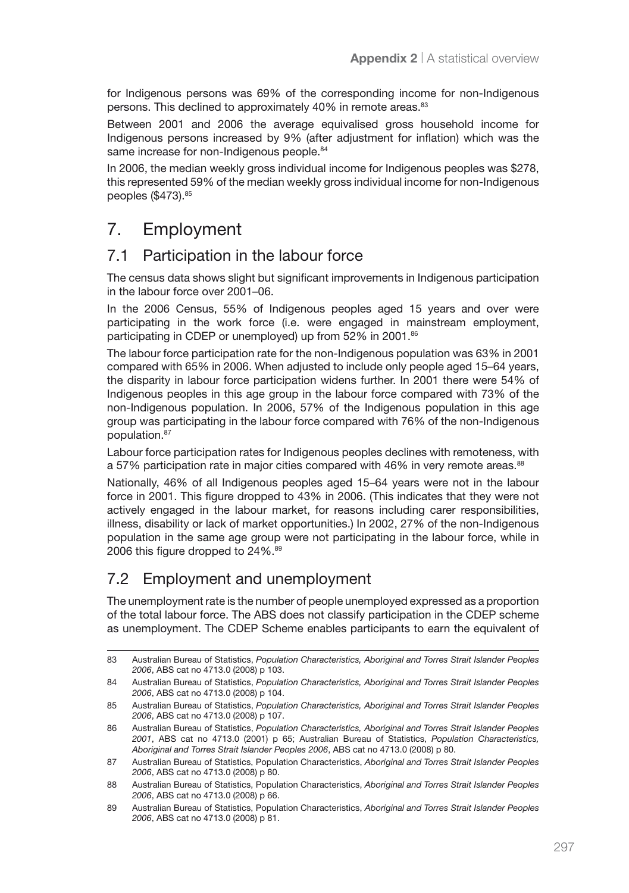for Indigenous persons was 69% of the corresponding income for non-Indigenous persons. This declined to approximately 40% in remote areas.[83]

Between 2001 and 2006 the average equivalised gross household income for Indigenous persons increased by 9% (after adjustment for inflation) which was the same increase for non-Indigenous people.[84]

In 2006, the median weekly gross individual income for Indigenous peoples was $278, this represented 59% of the median weekly gross individual income for non-Indigenous peoples ($473).[85]

# 7. Employment

## 7.1 Participation in the labour force

The census data shows slight but significant improvements in Indigenous participation in the labour force over 2001–06.

In the 2006 Census, 55% of Indigenous peoples aged 15 years and over were participating in the work force (i.e. were engaged in mainstream employment, participating in CDEP or unemployed) up from 52% in 2001.[86]

The labour force participation rate for the non-Indigenous population was 63% in 2001 compared with 65% in 2006. When adjusted to include only people aged 15–64 years, the disparity in labour force participation widens further. In 2001 there were 54% of Indigenous peoples in this age group in the labour force compared with 73% of the non-Indigenous population. In 2006, 57% of the Indigenous population in this age group was participating in the labour force compared with 76% of the non-Indigenous population.[87]

Labour force participation rates for Indigenous peoples declines with remoteness, with a 57% participation rate in major cities compared with 46% in very remote areas.[88]

Nationally, 46% of all Indigenous peoples aged 15–64 years were not in the labour force in 2001. This figure dropped to 43% in 2006. (This indicates that they were not actively engaged in the labour market, for reasons including carer responsibilities, illness, disability or lack of market opportunities.) In 2002, 27% of the non-Indigenous population in the same age group were not participating in the labour force, while in 2006 this figure dropped to 24%.[89]

## 7.2 Employment and unemployment

The unemployment rate is the number of people unemployed expressed as a proportion of the total labour force. The ABS does not classify participation in the CDEP scheme as unemployment. The CDEP Scheme enables participants to earn the equivalent of

---

83 Australian Bureau of Statistics, *Population Characteristics, Aboriginal and Torres Strait Islander Peoples 2006*, ABS cat no 4713.0 (2008) p 103.

84 Australian Bureau of Statistics, *Population Characteristics, Aboriginal and Torres Strait Islander Peoples 2006*, ABS cat no 4713.0 (2008) p 104.

85 Australian Bureau of Statistics, *Population Characteristics, Aboriginal and Torres Strait Islander Peoples 2006*, ABS cat no 4713.0 (2008) p 107.

86 Australian Bureau of Statistics, *Population Characteristics, Aboriginal and Torres Strait Islander Peoples 2001*, ABS cat no 4713.0 (2001) p 65; Australian Bureau of Statistics, *Population Characteristics, Aboriginal and Torres Strait Islander Peoples 2006*, ABS cat no 4713.0 (2008) p 80.

87 Australian Bureau of Statistics, Population Characteristics, *Aboriginal and Torres Strait Islander Peoples 2006*, ABS cat no 4713.0 (2008) p 80.

88 Australian Bureau of Statistics, Population Characteristics, *Aboriginal and Torres Strait Islander Peoples 2006*, ABS cat no 4713.0 (2008) p 66.

89 Australian Bureau of Statistics, Population Characteristics, *Aboriginal and Torres Strait Islander Peoples 2006*, ABS cat no 4713.0 (2008) p 81.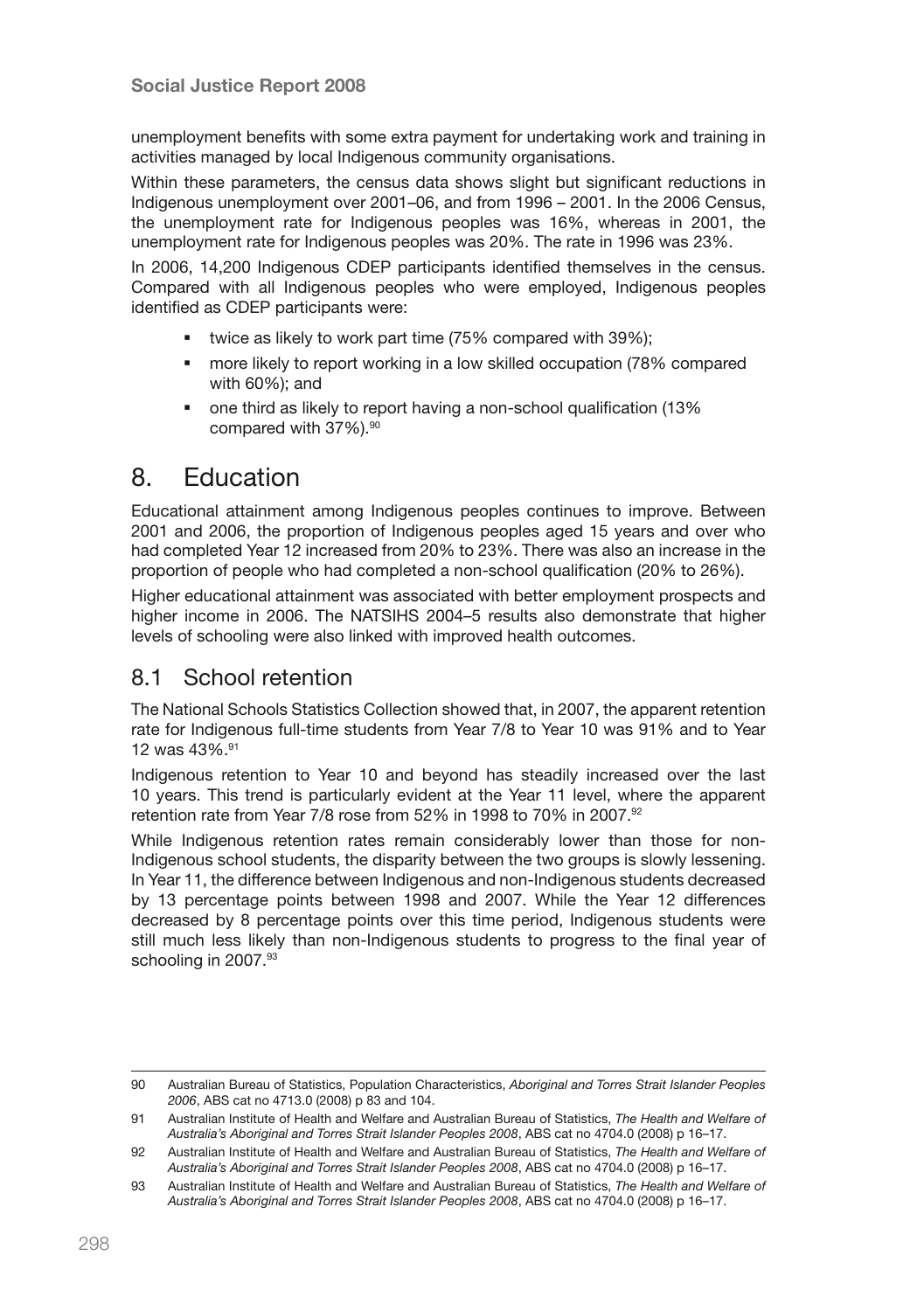unemployment benefits with some extra payment for undertaking work and training in activities managed by local Indigenous community organisations.

Within these parameters, the census data shows slight but significant reductions in Indigenous unemployment over 2001–06, and from 1996 – 2001. In the 2006 Census, the unemployment rate for Indigenous peoples was 16%, whereas in 2001, the unemployment rate for Indigenous peoples was 20%. The rate in 1996 was 23%.

In 2006, 14,200 Indigenous CDEP participants identified themselves in the census. Compared with all Indigenous peoples who were employed, Indigenous peoples identified as CDEP participants were:

- twice as likely to work part time (75% compared with 39%);
- more likely to report working in a low skilled occupation (78% compared with 60%); and
- one third as likely to report having a non-school qualification (13% compared with 37%).[90]

# 8. Education

Educational attainment among Indigenous peoples continues to improve. Between 2001 and 2006, the proportion of Indigenous peoples aged 15 years and over who had completed Year 12 increased from 20% to 23%. There was also an increase in the proportion of people who had completed a non-school qualification (20% to 26%).

Higher educational attainment was associated with better employment prospects and higher income in 2006. The NATSIHS 2004–5 results also demonstrate that higher levels of schooling were also linked with improved health outcomes.

## 8.1 School retention

The National Schools Statistics Collection showed that, in 2007, the apparent retention rate for Indigenous full-time students from Year 7/8 to Year 10 was 91% and to Year 12 was 43%.[91]

Indigenous retention to Year 10 and beyond has steadily increased over the last 10 years. This trend is particularly evident at the Year 11 level, where the apparent retention rate from Year 7/8 rose from 52% in 1998 to 70% in 2007.[92]

While Indigenous retention rates remain considerably lower than those for non-Indigenous school students, the disparity between the two groups is slowly lessening. In Year 11, the difference between Indigenous and non-Indigenous students decreased by 13 percentage points between 1998 and 2007. While the Year 12 differences decreased by 8 percentage points over this time period, Indigenous students were still much less likely than non-Indigenous students to progress to the final year of schooling in 2007.[93]

---

90 Australian Bureau of Statistics, Population Characteristics, *Aboriginal and Torres Strait Islander Peoples 2006*, ABS cat no 4713.0 (2008) p 83 and 104.

91 Australian Institute of Health and Welfare and Australian Bureau of Statistics, *The Health and Welfare of Australia's Aboriginal and Torres Strait Islander Peoples 2008*, ABS cat no 4704.0 (2008) p 16–17.

92 Australian Institute of Health and Welfare and Australian Bureau of Statistics, *The Health and Welfare of Australia's Aboriginal and Torres Strait Islander Peoples 2008*, ABS cat no 4704.0 (2008) p 16–17.

93 Australian Institute of Health and Welfare and Australian Bureau of Statistics, *The Health and Welfare of Australia's Aboriginal and Torres Strait Islander Peoples 2008*, ABS cat no 4704.0 (2008) p 16–17.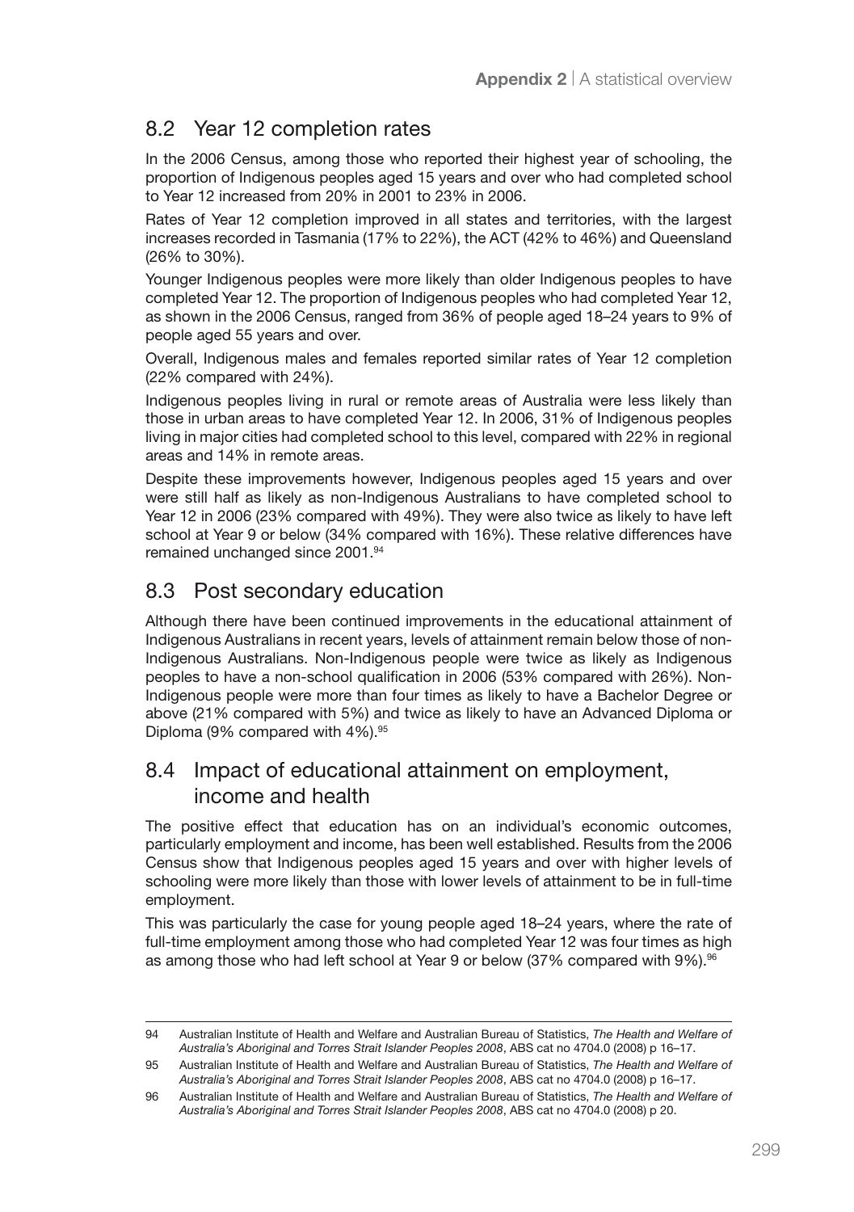## 8.2 Year 12 completion rates

In the 2006 Census, among those who reported their highest year of schooling, the proportion of Indigenous peoples aged 15 years and over who had completed school to Year 12 increased from 20% in 2001 to 23% in 2006.

Rates of Year 12 completion improved in all states and territories, with the largest increases recorded in Tasmania (17% to 22%), the ACT (42% to 46%) and Queensland (26% to 30%).

Younger Indigenous peoples were more likely than older Indigenous peoples to have completed Year 12. The proportion of Indigenous peoples who had completed Year 12, as shown in the 2006 Census, ranged from 36% of people aged 18–24 years to 9% of people aged 55 years and over.

Overall, Indigenous males and females reported similar rates of Year 12 completion (22% compared with 24%).

Indigenous peoples living in rural or remote areas of Australia were less likely than those in urban areas to have completed Year 12. In 2006, 31% of Indigenous peoples living in major cities had completed school to this level, compared with 22% in regional areas and 14% in remote areas.

Despite these improvements however, Indigenous peoples aged 15 years and over were still half as likely as non-Indigenous Australians to have completed school to Year 12 in 2006 (23% compared with 49%). They were also twice as likely to have left school at Year 9 or below (34% compared with 16%). These relative differences have remained unchanged since 2001.[94]

## 8.3 Post secondary education

Although there have been continued improvements in the educational attainment of Indigenous Australians in recent years, levels of attainment remain below those of non-Indigenous Australians. Non-Indigenous people were twice as likely as Indigenous peoples to have a non-school qualification in 2006 (53% compared with 26%). Non-Indigenous people were more than four times as likely to have a Bachelor Degree or above (21% compared with 5%) and twice as likely to have an Advanced Diploma or Diploma (9% compared with 4%).[95]

## 8.4 Impact of educational attainment on employment, income and health

The positive effect that education has on an individual's economic outcomes, particularly employment and income, has been well established. Results from the 2006 Census show that Indigenous peoples aged 15 years and over with higher levels of schooling were more likely than those with lower levels of attainment to be in full-time employment.

This was particularly the case for young people aged 18–24 years, where the rate of full-time employment among those who had completed Year 12 was four times as high as among those who had left school at Year 9 or below (37% compared with 9%).[96]

---

94 Australian Institute of Health and Welfare and Australian Bureau of Statistics, *The Health and Welfare of Australia's Aboriginal and Torres Strait Islander Peoples 2008*, ABS cat no 4704.0 (2008) p 16–17.

95 Australian Institute of Health and Welfare and Australian Bureau of Statistics, *The Health and Welfare of Australia's Aboriginal and Torres Strait Islander Peoples 2008*, ABS cat no 4704.0 (2008) p 16–17.

96 Australian Institute of Health and Welfare and Australian Bureau of Statistics, *The Health and Welfare of Australia's Aboriginal and Torres Strait Islander Peoples 2008*, ABS cat no 4704.0 (2008) p 20.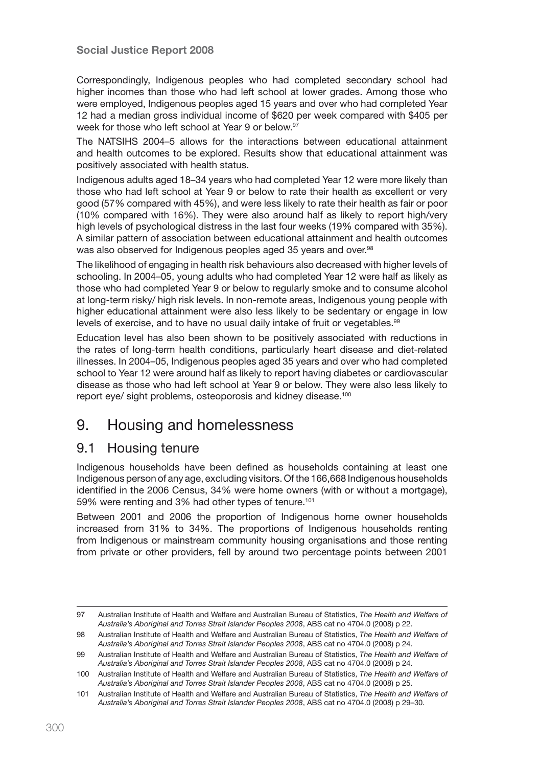Correspondingly, Indigenous peoples who had completed secondary school had higher incomes than those who had left school at lower grades. Among those who were employed, Indigenous peoples aged 15 years and over who had completed Year 12 had a median gross individual income of $620 per week compared with $405 per week for those who left school at Year 9 or below.[97]

The NATSIHS 2004–5 allows for the interactions between educational attainment and health outcomes to be explored. Results show that educational attainment was positively associated with health status.

Indigenous adults aged 18–34 years who had completed Year 12 were more likely than those who had left school at Year 9 or below to rate their health as excellent or very good (57% compared with 45%), and were less likely to rate their health as fair or poor (10% compared with 16%). They were also around half as likely to report high/very high levels of psychological distress in the last four weeks (19% compared with 35%). A similar pattern of association between educational attainment and health outcomes was also observed for Indigenous peoples aged 35 years and over.[98]

The likelihood of engaging in health risk behaviours also decreased with higher levels of schooling. In 2004–05, young adults who had completed Year 12 were half as likely as those who had completed Year 9 or below to regularly smoke and to consume alcohol at long-term risky/ high risk levels. In non-remote areas, Indigenous young people with higher educational attainment were also less likely to be sedentary or engage in low levels of exercise, and to have no usual daily intake of fruit or vegetables.[99]

Education level has also been shown to be positively associated with reductions in the rates of long-term health conditions, particularly heart disease and diet-related illnesses. In 2004–05, Indigenous peoples aged 35 years and over who had completed school to Year 12 were around half as likely to report having diabetes or cardiovascular disease as those who had left school at Year 9 or below. They were also less likely to report eye/ sight problems, osteoporosis and kidney disease.[100]

# 9. Housing and homelessness

## 9.1 Housing tenure

Indigenous households have been defined as households containing at least one Indigenous person of any age, excluding visitors. Of the 166,668 Indigenous households identified in the 2006 Census, 34% were home owners (with or without a mortgage), 59% were renting and 3% had other types of tenure.[101]

Between 2001 and 2006 the proportion of Indigenous home owner households increased from 31% to 34%. The proportions of Indigenous households renting from Indigenous or mainstream community housing organisations and those renting from private or other providers, fell by around two percentage points between 2001

---

97 Australian Institute of Health and Welfare and Australian Bureau of Statistics, *The Health and Welfare of Australia's Aboriginal and Torres Strait Islander Peoples 2008*, ABS cat no 4704.0 (2008) p 22.

98 Australian Institute of Health and Welfare and Australian Bureau of Statistics, *The Health and Welfare of Australia's Aboriginal and Torres Strait Islander Peoples 2008*, ABS cat no 4704.0 (2008) p 24.

99 Australian Institute of Health and Welfare and Australian Bureau of Statistics, *The Health and Welfare of Australia's Aboriginal and Torres Strait Islander Peoples 2008*, ABS cat no 4704.0 (2008) p 24.

100 Australian Institute of Health and Welfare and Australian Bureau of Statistics, *The Health and Welfare of Australia's Aboriginal and Torres Strait Islander Peoples 2008*, ABS cat no 4704.0 (2008) p 25.

101 Australian Institute of Health and Welfare and Australian Bureau of Statistics, *The Health and Welfare of Australia's Aboriginal and Torres Strait Islander Peoples 2008*, ABS cat no 4704.0 (2008) p 29–30.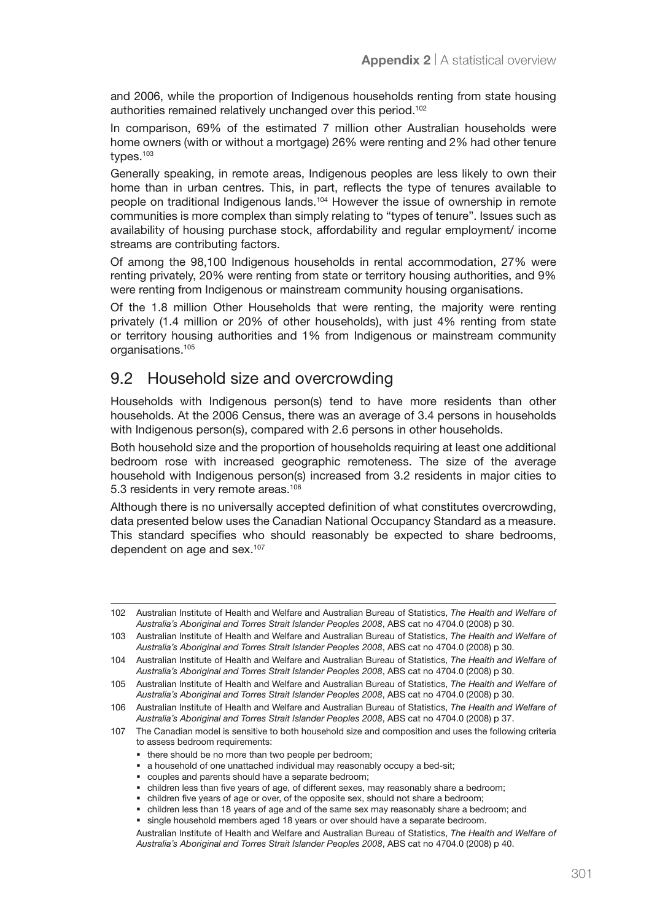and 2006, while the proportion of Indigenous households renting from state housing authorities remained relatively unchanged over this period.[102]

In comparison, 69% of the estimated 7 million other Australian households were home owners (with or without a mortgage) 26% were renting and 2% had other tenure types.[103]

Generally speaking, in remote areas, Indigenous peoples are less likely to own their home than in urban centres. This, in part, reflects the type of tenures available to people on traditional Indigenous lands.[104] However the issue of ownership in remote communities is more complex than simply relating to "types of tenure". Issues such as availability of housing purchase stock, affordability and regular employment/ income streams are contributing factors.

Of among the 98,100 Indigenous households in rental accommodation, 27% were renting privately, 20% were renting from state or territory housing authorities, and 9% were renting from Indigenous or mainstream community housing organisations.

Of the 1.8 million Other Households that were renting, the majority were renting privately (1.4 million or 20% of other households), with just 4% renting from state or territory housing authorities and 1% from Indigenous or mainstream community organisations.[105]

## 9.2 Household size and overcrowding

Households with Indigenous person(s) tend to have more residents than other households. At the 2006 Census, there was an average of 3.4 persons in households with Indigenous person(s), compared with 2.6 persons in other households.

Both household size and the proportion of households requiring at least one additional bedroom rose with increased geographic remoteness. The size of the average household with Indigenous person(s) increased from 3.2 residents in major cities to 5.3 residents in very remote areas.[106]

Although there is no universally accepted definition of what constitutes overcrowding, data presented below uses the Canadian National Occupancy Standard as a measure. This standard specifies who should reasonably be expected to share bedrooms, dependent on age and sex.[107]

---

102 Australian Institute of Health and Welfare and Australian Bureau of Statistics, *The Health and Welfare of Australia's Aboriginal and Torres Strait Islander Peoples 2008*, ABS cat no 4704.0 (2008) p 30.

103 Australian Institute of Health and Welfare and Australian Bureau of Statistics, *The Health and Welfare of Australia's Aboriginal and Torres Strait Islander Peoples 2008*, ABS cat no 4704.0 (2008) p 30.

104 Australian Institute of Health and Welfare and Australian Bureau of Statistics, *The Health and Welfare of Australia's Aboriginal and Torres Strait Islander Peoples 2008*, ABS cat no 4704.0 (2008) p 30.

105 Australian Institute of Health and Welfare and Australian Bureau of Statistics, *The Health and Welfare of Australia's Aboriginal and Torres Strait Islander Peoples 2008*, ABS cat no 4704.0 (2008) p 30.

106 Australian Institute of Health and Welfare and Australian Bureau of Statistics, *The Health and Welfare of Australia's Aboriginal and Torres Strait Islander Peoples 2008*, ABS cat no 4704.0 (2008) p 37.

107 The Canadian model is sensitive to both household size and composition and uses the following criteria to assess bedroom requirements:

- there should be no more than two people per bedroom;
- a household of one unattached individual may reasonably occupy a bed-sit;
- couples and parents should have a separate bedroom;
- children less than five years of age, of different sexes, may reasonably share a bedroom;
- children five years of age or over, of the opposite sex, should not share a bedroom;
- children less than 18 years of age and of the same sex may reasonably share a bedroom; and
- single household members aged 18 years or over should have a separate bedroom.

Australian Institute of Health and Welfare and Australian Bureau of Statistics, *The Health and Welfare of Australia's Aboriginal and Torres Strait Islander Peoples 2008*, ABS cat no 4704.0 (2008) p 40.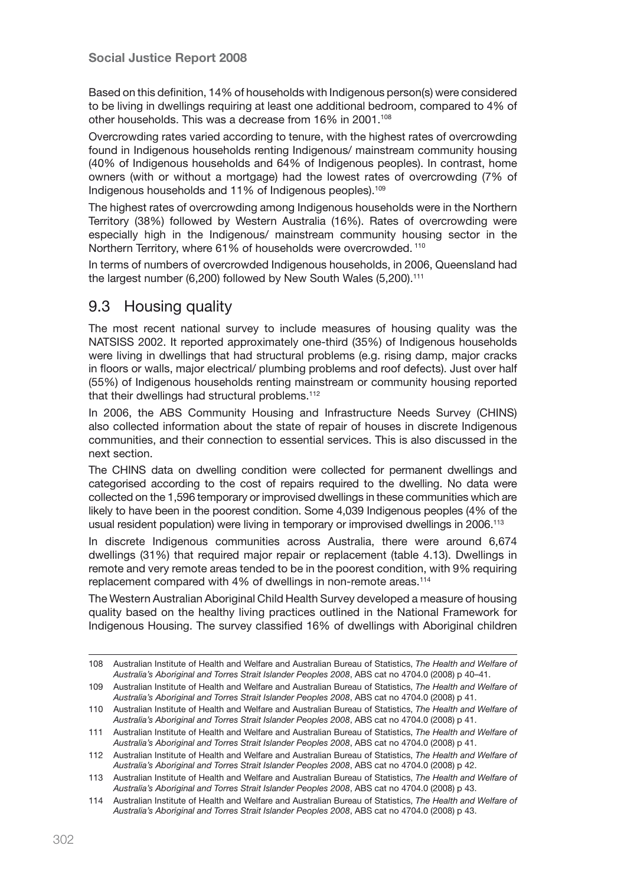Based on this definition, 14% of households with Indigenous person(s) were considered to be living in dwellings requiring at least one additional bedroom, compared to 4% of other households. This was a decrease from 16% in 2001.[108]

Overcrowding rates varied according to tenure, with the highest rates of overcrowding found in Indigenous households renting Indigenous/ mainstream community housing (40% of Indigenous households and 64% of Indigenous peoples). In contrast, home owners (with or without a mortgage) had the lowest rates of overcrowding (7% of Indigenous households and 11% of Indigenous peoples).[109]

The highest rates of overcrowding among Indigenous households were in the Northern Territory (38%) followed by Western Australia (16%). Rates of overcrowding were especially high in the Indigenous/ mainstream community housing sector in the Northern Territory, where 61% of households were overcrowded.[110]

In terms of numbers of overcrowded Indigenous households, in 2006, Queensland had the largest number (6,200) followed by New South Wales (5,200).[111]

## 9.3 Housing quality

The most recent national survey to include measures of housing quality was the NATSISS 2002. It reported approximately one-third (35%) of Indigenous households were living in dwellings that had structural problems (e.g. rising damp, major cracks in floors or walls, major electrical/ plumbing problems and roof defects). Just over half (55%) of Indigenous households renting mainstream or community housing reported that their dwellings had structural problems.[112]

In 2006, the ABS Community Housing and Infrastructure Needs Survey (CHINS) also collected information about the state of repair of houses in discrete Indigenous communities, and their connection to essential services. This is also discussed in the next section.

The CHINS data on dwelling condition were collected for permanent dwellings and categorised according to the cost of repairs required to the dwelling. No data were collected on the 1,596 temporary or improvised dwellings in these communities which are likely to have been in the poorest condition. Some 4,039 Indigenous peoples (4% of the usual resident population) were living in temporary or improvised dwellings in 2006.[113]

In discrete Indigenous communities across Australia, there were around 6,674 dwellings (31%) that required major repair or replacement (table 4.13). Dwellings in remote and very remote areas tended to be in the poorest condition, with 9% requiring replacement compared with 4% of dwellings in non-remote areas.[114]

The Western Australian Aboriginal Child Health Survey developed a measure of housing quality based on the healthy living practices outlined in the National Framework for Indigenous Housing. The survey classified 16% of dwellings with Aboriginal children

---

108 Australian Institute of Health and Welfare and Australian Bureau of Statistics, *The Health and Welfare of Australia's Aboriginal and Torres Strait Islander Peoples 2008*, ABS cat no 4704.0 (2008) p 40–41.

109 Australian Institute of Health and Welfare and Australian Bureau of Statistics, *The Health and Welfare of Australia's Aboriginal and Torres Strait Islander Peoples 2008*, ABS cat no 4704.0 (2008) p 41.

110 Australian Institute of Health and Welfare and Australian Bureau of Statistics, *The Health and Welfare of Australia's Aboriginal and Torres Strait Islander Peoples 2008*, ABS cat no 4704.0 (2008) p 41.

111 Australian Institute of Health and Welfare and Australian Bureau of Statistics, *The Health and Welfare of Australia's Aboriginal and Torres Strait Islander Peoples 2008*, ABS cat no 4704.0 (2008) p 41.

112 Australian Institute of Health and Welfare and Australian Bureau of Statistics, *The Health and Welfare of Australia's Aboriginal and Torres Strait Islander Peoples 2008*, ABS cat no 4704.0 (2008) p 42.

113 Australian Institute of Health and Welfare and Australian Bureau of Statistics, *The Health and Welfare of Australia's Aboriginal and Torres Strait Islander Peoples 2008*, ABS cat no 4704.0 (2008) p 43.

114 Australian Institute of Health and Welfare and Australian Bureau of Statistics, *The Health and Welfare of Australia's Aboriginal and Torres Strait Islander Peoples 2008*, ABS cat no 4704.0 (2008) p 43.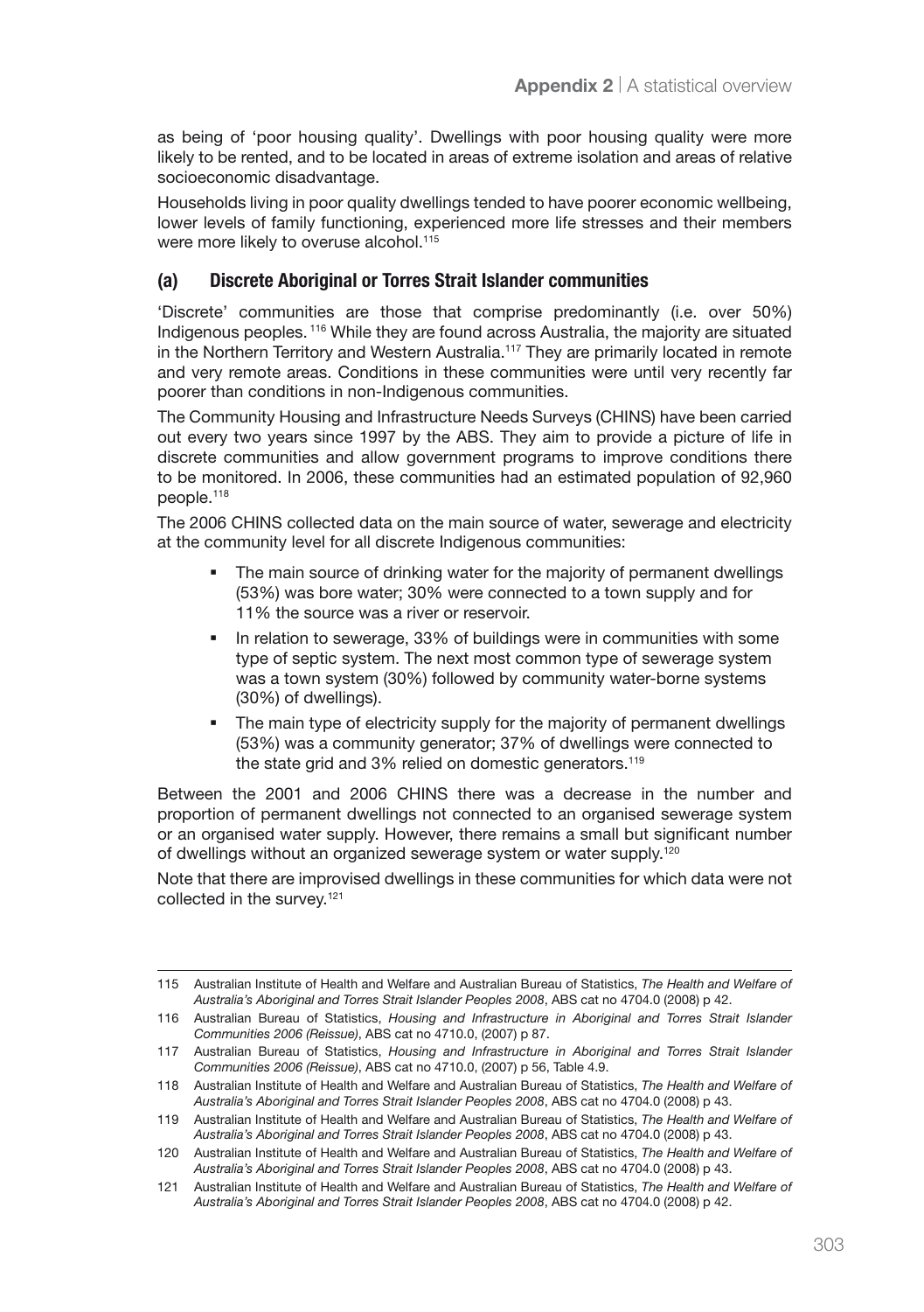as being of 'poor housing quality'. Dwellings with poor housing quality were more likely to be rented, and to be located in areas of extreme isolation and areas of relative socioeconomic disadvantage.

Households living in poor quality dwellings tended to have poorer economic wellbeing, lower levels of family functioning, experienced more life stresses and their members were more likely to overuse alcohol.[115]

### (a) Discrete Aboriginal or Torres Strait Islander communities

'Discrete' communities are those that comprise predominantly (i.e. over 50%) Indigenous peoples.[116] While they are found across Australia, the majority are situated in the Northern Territory and Western Australia.[117] They are primarily located in remote and very remote areas. Conditions in these communities were until very recently far poorer than conditions in non-Indigenous communities.

The Community Housing and Infrastructure Needs Surveys (CHINS) have been carried out every two years since 1997 by the ABS. They aim to provide a picture of life in discrete communities and allow government programs to improve conditions there to be monitored. In 2006, these communities had an estimated population of 92,960 people.[118]

The 2006 CHINS collected data on the main source of water, sewerage and electricity at the community level for all discrete Indigenous communities:

- The main source of drinking water for the majority of permanent dwellings (53%) was bore water; 30% were connected to a town supply and for 11% the source was a river or reservoir.
- In relation to sewerage, 33% of buildings were in communities with some type of septic system. The next most common type of sewerage system was a town system (30%) followed by community water-borne systems (30%) of dwellings).
- The main type of electricity supply for the majority of permanent dwellings (53%) was a community generator; 37% of dwellings were connected to the state grid and 3% relied on domestic generators.[119]

Between the 2001 and 2006 CHINS there was a decrease in the number and proportion of permanent dwellings not connected to an organised sewerage system or an organised water supply. However, there remains a small but significant number of dwellings without an organized sewerage system or water supply.[120]

Note that there are improvised dwellings in these communities for which data were not collected in the survey.[121]

---

115 Australian Institute of Health and Welfare and Australian Bureau of Statistics, *The Health and Welfare of Australia's Aboriginal and Torres Strait Islander Peoples 2008*, ABS cat no 4704.0 (2008) p 42.

116 Australian Bureau of Statistics, *Housing and Infrastructure in Aboriginal and Torres Strait Islander Communities 2006 (Reissue)*, ABS cat no 4710.0, (2007) p 87.

117 Australian Bureau of Statistics, *Housing and Infrastructure in Aboriginal and Torres Strait Islander Communities 2006 (Reissue)*, ABS cat no 4710.0, (2007) p 56, Table 4.9.

118 Australian Institute of Health and Welfare and Australian Bureau of Statistics, *The Health and Welfare of Australia's Aboriginal and Torres Strait Islander Peoples 2008*, ABS cat no 4704.0 (2008) p 43.

119 Australian Institute of Health and Welfare and Australian Bureau of Statistics, *The Health and Welfare of Australia's Aboriginal and Torres Strait Islander Peoples 2008*, ABS cat no 4704.0 (2008) p 43.

120 Australian Institute of Health and Welfare and Australian Bureau of Statistics, *The Health and Welfare of Australia's Aboriginal and Torres Strait Islander Peoples 2008*, ABS cat no 4704.0 (2008) p 43.

121 Australian Institute of Health and Welfare and Australian Bureau of Statistics, *The Health and Welfare of Australia's Aboriginal and Torres Strait Islander Peoples 2008*, ABS cat no 4704.0 (2008) p 42.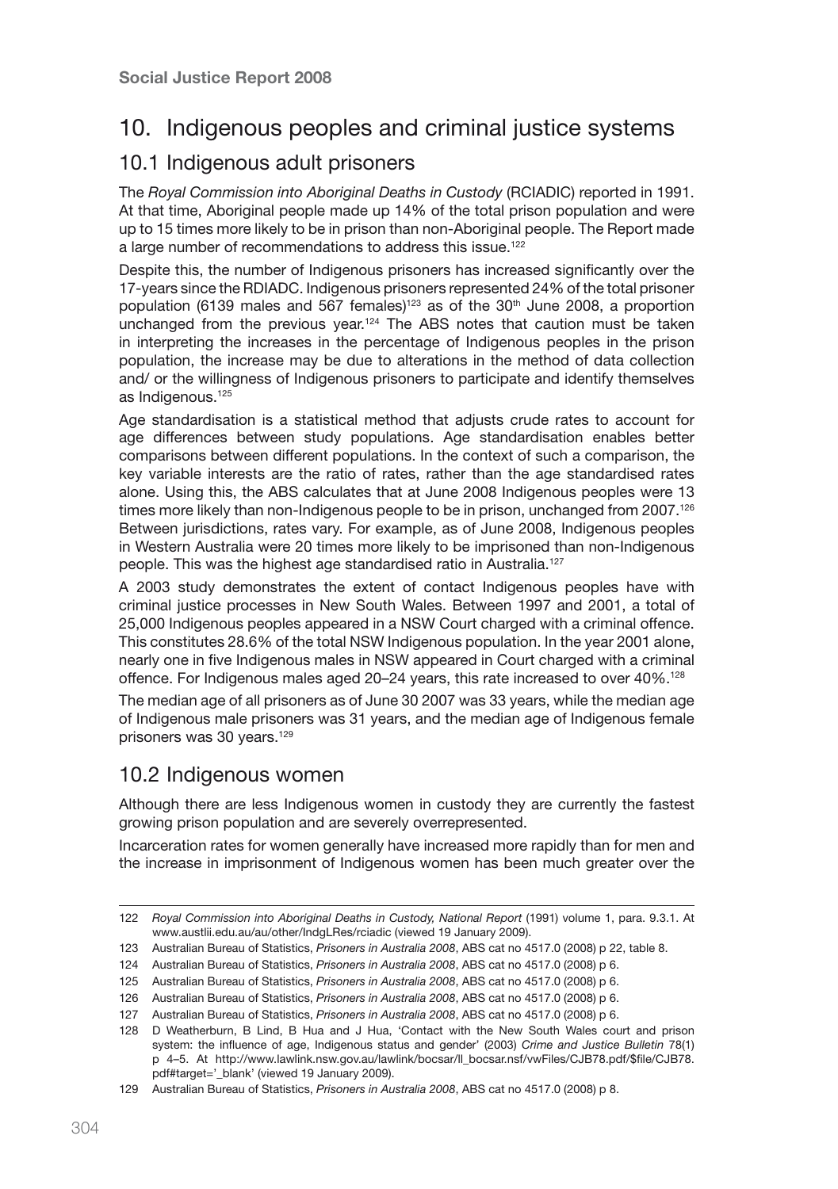# 10. Indigenous peoples and criminal justice systems

## 10.1 Indigenous adult prisoners

The *Royal Commission into Aboriginal Deaths in Custody* (RCIADIC) reported in 1991. At that time, Aboriginal people made up 14% of the total prison population and were up to 15 times more likely to be in prison than non-Aboriginal people. The Report made a large number of recommendations to address this issue.[122]

Despite this, the number of Indigenous prisoners has increased significantly over the 17-years since the RDIADC. Indigenous prisoners represented 24% of the total prisoner population (6139 males and 567 females)[123] as of the 30th June 2008, a proportion unchanged from the previous year.[124] The ABS notes that caution must be taken in interpreting the increases in the percentage of Indigenous peoples in the prison population, the increase may be due to alterations in the method of data collection and/ or the willingness of Indigenous prisoners to participate and identify themselves as Indigenous.[125]

Age standardisation is a statistical method that adjusts crude rates to account for age differences between study populations. Age standardisation enables better comparisons between different populations. In the context of such a comparison, the key variable interests are the ratio of rates, rather than the age standardised rates alone. Using this, the ABS calculates that at June 2008 Indigenous peoples were 13 times more likely than non-Indigenous people to be in prison, unchanged from 2007.[126] Between jurisdictions, rates vary. For example, as of June 2008, Indigenous peoples in Western Australia were 20 times more likely to be imprisoned than non-Indigenous people. This was the highest age standardised ratio in Australia.[127]

A 2003 study demonstrates the extent of contact Indigenous peoples have with criminal justice processes in New South Wales. Between 1997 and 2001, a total of 25,000 Indigenous peoples appeared in a NSW Court charged with a criminal offence. This constitutes 28.6% of the total NSW Indigenous population. In the year 2001 alone, nearly one in five Indigenous males in NSW appeared in Court charged with a criminal offence. For Indigenous males aged 20–24 years, this rate increased to over 40%.[128]

The median age of all prisoners as of June 30 2007 was 33 years, while the median age of Indigenous male prisoners was 31 years, and the median age of Indigenous female prisoners was 30 years.[129]

## 10.2 Indigenous women

Although there are less Indigenous women in custody they are currently the fastest growing prison population and are severely overrepresented.

Incarceration rates for women generally have increased more rapidly than for men and the increase in imprisonment of Indigenous women has been much greater over the

---

122 *Royal Commission into Aboriginal Deaths in Custody, National Report* (1991) volume 1, para. 9.3.1. At www.austlii.edu.au/au/other/IndgLRes/rciadic (viewed 19 January 2009).

123 Australian Bureau of Statistics, *Prisoners in Australia 2008*, ABS cat no 4517.0 (2008) p 22, table 8.

124 Australian Bureau of Statistics, *Prisoners in Australia 2008*, ABS cat no 4517.0 (2008) p 6.

125 Australian Bureau of Statistics, *Prisoners in Australia 2008*, ABS cat no 4517.0 (2008) p 6.

126 Australian Bureau of Statistics, *Prisoners in Australia 2008*, ABS cat no 4517.0 (2008) p 6.

127 Australian Bureau of Statistics, *Prisoners in Australia 2008*, ABS cat no 4517.0 (2008) p 6.

128 D Weatherburn, B Lind, B Hua and J Hua, 'Contact with the New South Wales court and prison system: the influence of age, Indigenous status and gender' (2003) *Crime and Justice Bulletin* 78(1) p 4–5. At http://www.lawlink.nsw.gov.au/lawlink/bocsar/ll_bocsar.nsf/vwFiles/CJB78.pdf/$file/CJB78.pdf#target='_blank' (viewed 19 January 2009).

129 Australian Bureau of Statistics, *Prisoners in Australia 2008*, ABS cat no 4517.0 (2008) p 8.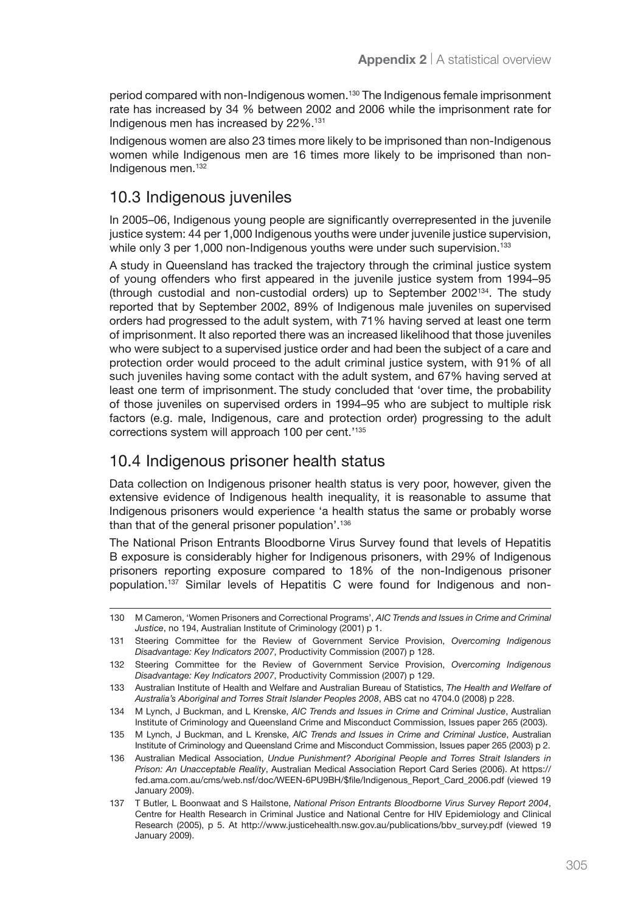period compared with non-Indigenous women.[130] The Indigenous female imprisonment rate has increased by 34 % between 2002 and 2006 while the imprisonment rate for Indigenous men has increased by 22%.[131]

Indigenous women are also 23 times more likely to be imprisoned than non-Indigenous women while Indigenous men are 16 times more likely to be imprisoned than non-Indigenous men.[132]

## 10.3 Indigenous juveniles

In 2005–06, Indigenous young people are significantly overrepresented in the juvenile justice system: 44 per 1,000 Indigenous youths were under juvenile justice supervision, while only 3 per 1,000 non-Indigenous youths were under such supervision.[133]

A study in Queensland has tracked the trajectory through the criminal justice system of young offenders who first appeared in the juvenile justice system from 1994–95 (through custodial and non-custodial orders) up to September 2002[134]. The study reported that by September 2002, 89% of Indigenous male juveniles on supervised orders had progressed to the adult system, with 71% having served at least one term of imprisonment. It also reported there was an increased likelihood that those juveniles who were subject to a supervised justice order and had been the subject of a care and protection order would proceed to the adult criminal justice system, with 91% of all such juveniles having some contact with the adult system, and 67% having served at least one term of imprisonment. The study concluded that 'over time, the probability of those juveniles on supervised orders in 1994–95 who are subject to multiple risk factors (e.g. male, Indigenous, care and protection order) progressing to the adult corrections system will approach 100 per cent.'[135]

## 10.4 Indigenous prisoner health status

Data collection on Indigenous prisoner health status is very poor, however, given the extensive evidence of Indigenous health inequality, it is reasonable to assume that Indigenous prisoners would experience 'a health status the same or probably worse than that of the general prisoner population'.[136]

The National Prison Entrants Bloodborne Virus Survey found that levels of Hepatitis B exposure is considerably higher for Indigenous prisoners, with 29% of Indigenous prisoners reporting exposure compared to 18% of the non-Indigenous prisoner population.[137] Similar levels of Hepatitis C were found for Indigenous and non-

---

130 M Cameron, 'Women Prisoners and Correctional Programs', *AIC Trends and Issues in Crime and Criminal Justice*, no 194, Australian Institute of Criminology (2001) p 1.

131 Steering Committee for the Review of Government Service Provision, *Overcoming Indigenous Disadvantage: Key Indicators 2007*, Productivity Commission (2007) p 128.

132 Steering Committee for the Review of Government Service Provision, *Overcoming Indigenous Disadvantage: Key Indicators 2007*, Productivity Commission (2007) p 129.

133 Australian Institute of Health and Welfare and Australian Bureau of Statistics, *The Health and Welfare of Australia's Aboriginal and Torres Strait Islander Peoples 2008*, ABS cat no 4704.0 (2008) p 228.

134 M Lynch, J Buckman, and L Krenske, *AIC Trends and Issues in Crime and Criminal Justice*, Australian Institute of Criminology and Queensland Crime and Misconduct Commission, Issues paper 265 (2003).

135 M Lynch, J Buckman, and L Krenske, *AIC Trends and Issues in Crime and Criminal Justice*, Australian Institute of Criminology and Queensland Crime and Misconduct Commission, Issues paper 265 (2003) p 2.

136 Australian Medical Association, *Undue Punishment? Aboriginal People and Torres Strait Islanders in Prison: An Unacceptable Reality*, Australian Medical Association Report Card Series (2006). At https://fed.ama.com.au/cms/web.nsf/doc/WEEN-6PU9BH/$file/Indigenous_Report_Card_2006.pdf (viewed 19 January 2009).

137 T Butler, L Boonwaat and S Hailstone, *National Prison Entrants Bloodborne Virus Survey Report 2004*, Centre for Health Research in Criminal Justice and National Centre for HIV Epidemiology and Clinical Research (2005), p 5. At http://www.justicehealth.nsw.gov.au/publications/bbv_survey.pdf (viewed 19 January 2009).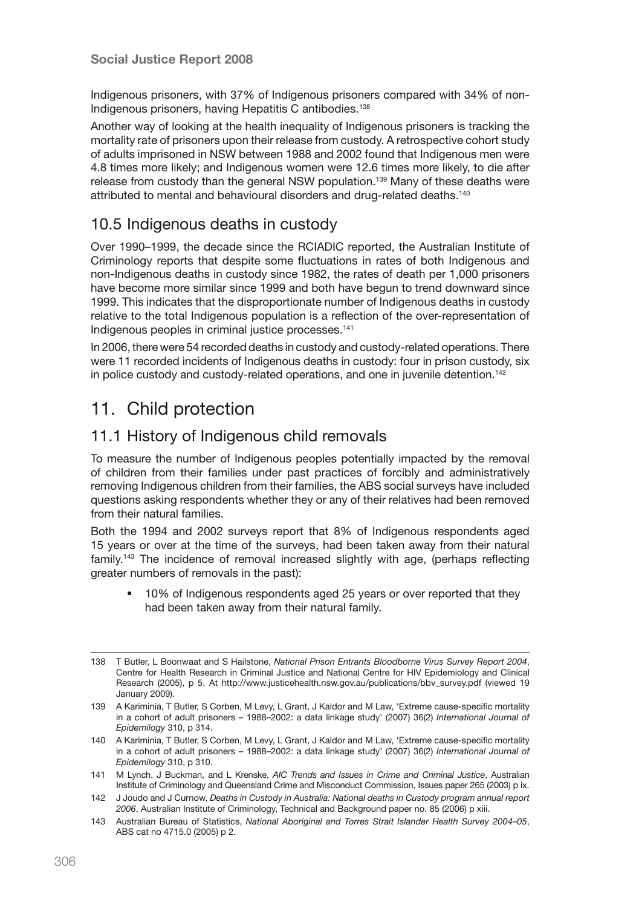Indigenous prisoners, with 37% of Indigenous prisoners compared with 34% of non-Indigenous prisoners, having Hepatitis C antibodies.[138]

Another way of looking at the health inequality of Indigenous prisoners is tracking the mortality rate of prisoners upon their release from custody. A retrospective cohort study of adults imprisoned in NSW between 1988 and 2002 found that Indigenous men were 4.8 times more likely; and Indigenous women were 12.6 times more likely, to die after release from custody than the general NSW population.[139] Many of these deaths were attributed to mental and behavioural disorders and drug-related deaths.[140]

## 10.5 Indigenous deaths in custody

Over 1990–1999, the decade since the RCIADIC reported, the Australian Institute of Criminology reports that despite some fluctuations in rates of both Indigenous and non-Indigenous deaths in custody since 1982, the rates of death per 1,000 prisoners have become more similar since 1999 and both have begun to trend downward since 1999. This indicates that the disproportionate number of Indigenous deaths in custody relative to the total Indigenous population is a reflection of the over-representation of Indigenous peoples in criminal justice processes.[141]

In 2006, there were 54 recorded deaths in custody and custody-related operations. There were 11 recorded incidents of Indigenous deaths in custody: four in prison custody, six in police custody and custody-related operations, and one in juvenile detention.[142]

# 11. Child protection

## 11.1 History of Indigenous child removals

To measure the number of Indigenous peoples potentially impacted by the removal of children from their families under past practices of forcibly and administratively removing Indigenous children from their families, the ABS social surveys have included questions asking respondents whether they or any of their relatives had been removed from their natural families.

Both the 1994 and 2002 surveys report that 8% of Indigenous respondents aged 15 years or over at the time of the surveys, had been taken away from their natural family.[143] The incidence of removal increased slightly with age, (perhaps reflecting greater numbers of removals in the past):

- 10% of Indigenous respondents aged 25 years or over reported that they had been taken away from their natural family.

---

138 T Butler, L Boonwaat and S Hailstone, *National Prison Entrants Bloodborne Virus Survey Report 2004*, Centre for Health Research in Criminal Justice and National Centre for HIV Epidemiology and Clinical Research (2005), p 5. At http://www.justicehealth.nsw.gov.au/publications/bbv_survey.pdf (viewed 19 January 2009).

139 A Kariminia, T Butler, S Corben, M Levy, L Grant, J Kaldor and M Law, 'Extreme cause-specific mortality in a cohort of adult prisoners – 1988–2002: a data linkage study' (2007) 36(2) *International Journal of Epidemilogy* 310, p 314.

140 A Kariminia, T Butler, S Corben, M Levy, L Grant, J Kaldor and M Law, 'Extreme cause-specific mortality in a cohort of adult prisoners – 1988–2002: a data linkage study' (2007) 36(2) *International Journal of Epidemilogy* 310, p 310.

141 M Lynch, J Buckman, and L Krenske, *AIC Trends and Issues in Crime and Criminal Justice*, Australian Institute of Criminology and Queensland Crime and Misconduct Commission, Issues paper 265 (2003) p ix.

142 J Joudo and J Curnow, *Deaths in Custody in Australia: National deaths in Custody program annual report 2006*, Australian Institute of Criminology, Technical and Background paper no. 85 (2006) p xiii.

143 Australian Bureau of Statistics, *National Aboriginal and Torres Strait Islander Health Survey 2004–05*, ABS cat no 4715.0 (2005) p 2.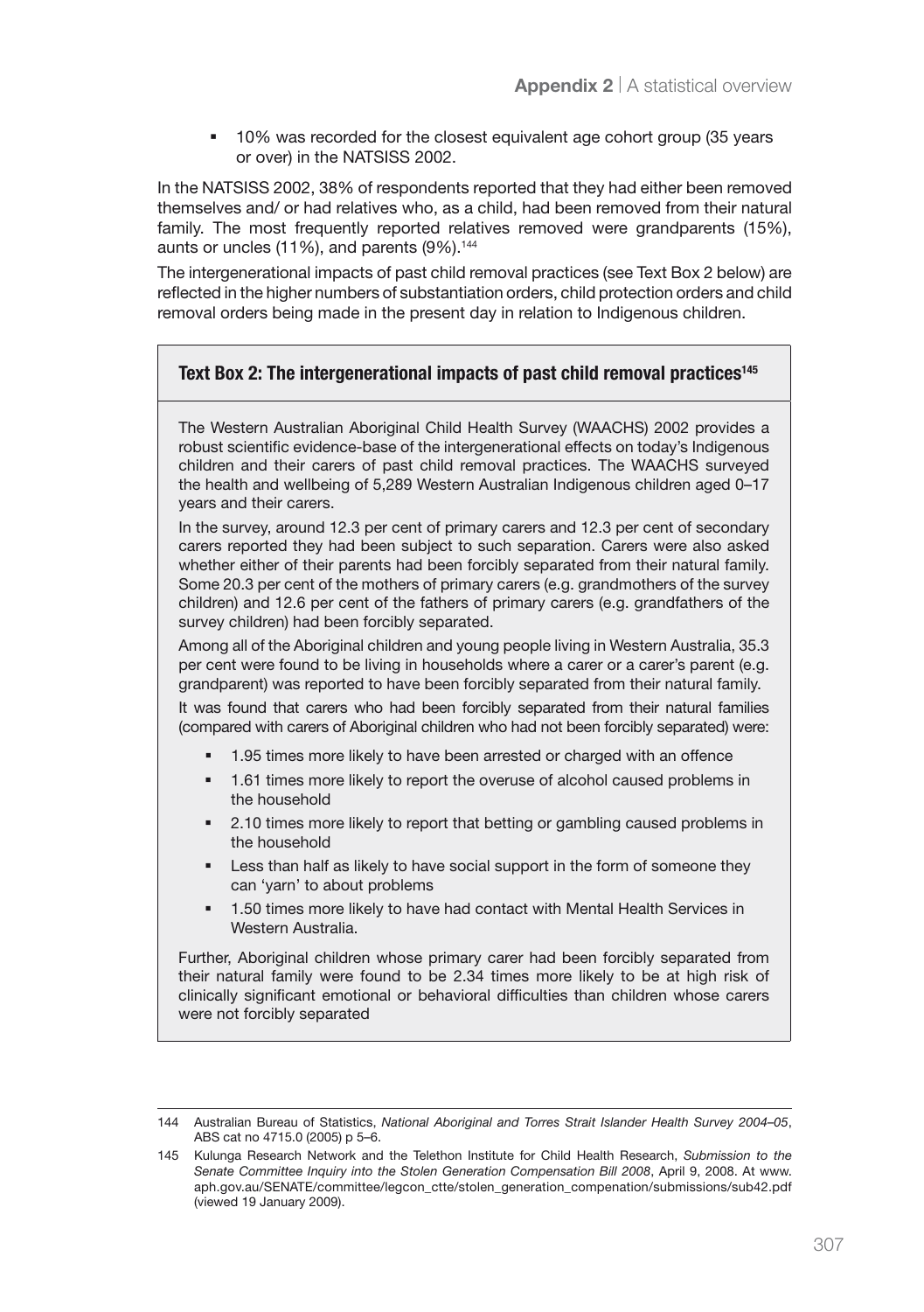- 10% was recorded for the closest equivalent age cohort group (35 years or over) in the NATSISS 2002.

In the NATSISS 2002, 38% of respondents reported that they had either been removed themselves and/ or had relatives who, as a child, had been removed from their natural family. The most frequently reported relatives removed were grandparents (15%), aunts or uncles (11%), and parents (9%).[144]

The intergenerational impacts of past child removal practices (see Text Box 2 below) are reflected in the higher numbers of substantiation orders, child protection orders and child removal orders being made in the present day in relation to Indigenous children.

### Text Box 2: The intergenerational impacts of past child removal practices[145]

The Western Australian Aboriginal Child Health Survey (WAACHS) 2002 provides a robust scientific evidence-base of the intergenerational effects on today's Indigenous children and their carers of past child removal practices. The WAACHS surveyed the health and wellbeing of 5,289 Western Australian Indigenous children aged 0–17 years and their carers.

In the survey, around 12.3 per cent of primary carers and 12.3 per cent of secondary carers reported they had been subject to such separation. Carers were also asked whether either of their parents had been forcibly separated from their natural family. Some 20.3 per cent of the mothers of primary carers (e.g. grandmothers of the survey children) and 12.6 per cent of the fathers of primary carers (e.g. grandfathers of the survey children) had been forcibly separated.

Among all of the Aboriginal children and young people living in Western Australia, 35.3 per cent were found to be living in households where a carer or a carer's parent (e.g. grandparent) was reported to have been forcibly separated from their natural family.

It was found that carers who had been forcibly separated from their natural families (compared with carers of Aboriginal children who had not been forcibly separated) were:

- 1.95 times more likely to have been arrested or charged with an offence
- 1.61 times more likely to report the overuse of alcohol caused problems in the household
- 2.10 times more likely to report that betting or gambling caused problems in the household
- Less than half as likely to have social support in the form of someone they can 'yarn' to about problems
- 1.50 times more likely to have had contact with Mental Health Services in Western Australia.

Further, Aboriginal children whose primary carer had been forcibly separated from their natural family were found to be 2.34 times more likely to be at high risk of clinically significant emotional or behavioral difficulties than children whose carers were not forcibly separated

---

144 Australian Bureau of Statistics, *National Aboriginal and Torres Strait Islander Health Survey 2004–05*, ABS cat no 4715.0 (2005) p 5–6.

145 Kulunga Research Network and the Telethon Institute for Child Health Research, *Submission to the Senate Committee Inquiry into the Stolen Generation Compensation Bill 2008*, April 9, 2008. At www.aph.gov.au/SENATE/committee/legcon_ctte/stolen_generation_compenation/submissions/sub42.pdf (viewed 19 January 2009).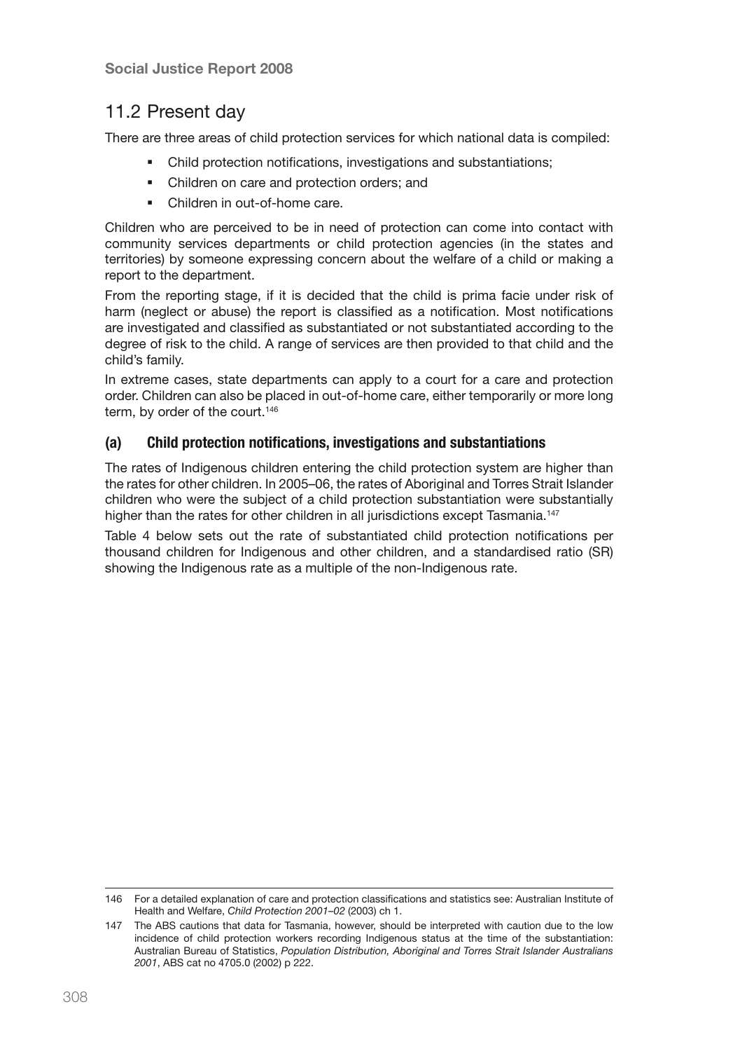## 11.2 Present day

There are three areas of child protection services for which national data is compiled:

- Child protection notifications, investigations and substantiations;
- Children on care and protection orders; and
- Children in out-of-home care.

Children who are perceived to be in need of protection can come into contact with community services departments or child protection agencies (in the states and territories) by someone expressing concern about the welfare of a child or making a report to the department.

From the reporting stage, if it is decided that the child is prima facie under risk of harm (neglect or abuse) the report is classified as a notification. Most notifications are investigated and classified as substantiated or not substantiated according to the degree of risk to the child. A range of services are then provided to that child and the child's family.

In extreme cases, state departments can apply to a court for a care and protection order. Children can also be placed in out-of-home care, either temporarily or more long term, by order of the court.[146]

### (a) Child protection notifications, investigations and substantiations

The rates of Indigenous children entering the child protection system are higher than the rates for other children. In 2005–06, the rates of Aboriginal and Torres Strait Islander children who were the subject of a child protection substantiation were substantially higher than the rates for other children in all jurisdictions except Tasmania.[147]

Table 4 below sets out the rate of substantiated child protection notifications per thousand children for Indigenous and other children, and a standardised ratio (SR) showing the Indigenous rate as a multiple of the non-Indigenous rate.

---

146 For a detailed explanation of care and protection classifications and statistics see: Australian Institute of Health and Welfare, *Child Protection 2001–02* (2003) ch 1.

147 The ABS cautions that data for Tasmania, however, should be interpreted with caution due to the low incidence of child protection workers recording Indigenous status at the time of the substantiation: Australian Bureau of Statistics, *Population Distribution, Aboriginal and Torres Strait Islander Australians 2001*, ABS cat no 4705.0 (2002) p 222.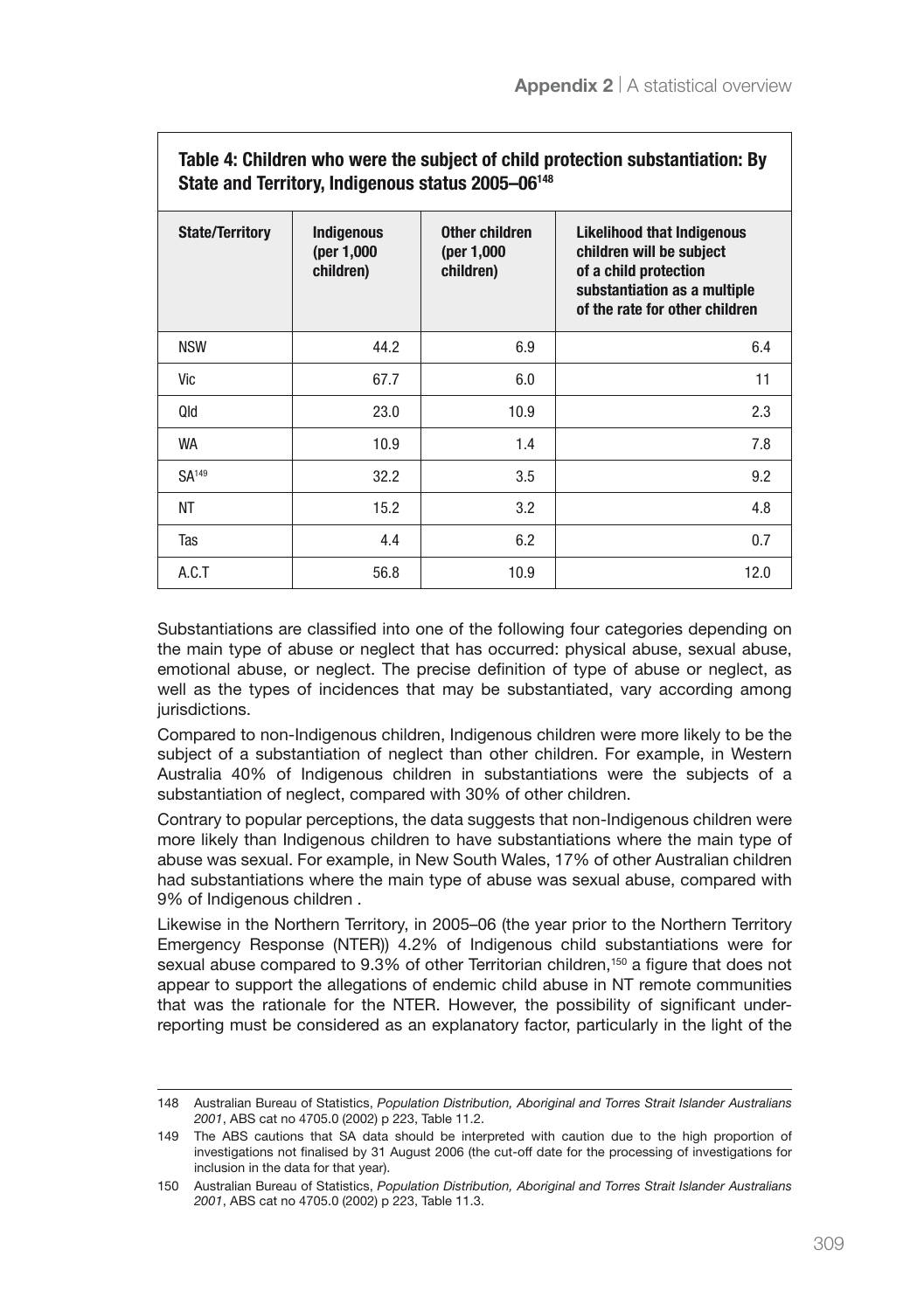**Table 4: Children who were the subject of child protection substantiation: By State and Territory, Indigenous status 2005–06[148]**

| State/Territory | Indigenous (per 1,000 children) | Other children (per 1,000 children) | Likelihood that Indigenous children will be subject of a child protection substantiation as a multiple of the rate for other children |
|---|---|---|---|
| NSW | 44.2 | 6.9 | 6.4 |
| Vic | 67.7 | 6.0 | 11 |
| Qld | 23.0 | 10.9 | 2.3 |
| WA | 10.9 | 1.4 | 7.8 |
| SA[149] | 32.2 | 3.5 | 9.2 |
| NT | 15.2 | 3.2 | 4.8 |
| Tas | 4.4 | 6.2 | 0.7 |
| A.C.T | 56.8 | 10.9 | 12.0 |

Substantiations are classified into one of the following four categories depending on the main type of abuse or neglect that has occurred: physical abuse, sexual abuse, emotional abuse, or neglect. The precise definition of type of abuse or neglect, as well as the types of incidences that may be substantiated, vary according among jurisdictions.

Compared to non-Indigenous children, Indigenous children were more likely to be the subject of a substantiation of neglect than other children. For example, in Western Australia 40% of Indigenous children in substantiations were the subjects of a substantiation of neglect, compared with 30% of other children.

Contrary to popular perceptions, the data suggests that non-Indigenous children were more likely than Indigenous children to have substantiations where the main type of abuse was sexual. For example, in New South Wales, 17% of other Australian children had substantiations where the main type of abuse was sexual abuse, compared with 9% of Indigenous children .

Likewise in the Northern Territory, in 2005–06 (the year prior to the Northern Territory Emergency Response (NTER)) 4.2% of Indigenous child substantiations were for sexual abuse compared to 9.3% of other Territorian children,[150] a figure that does not appear to support the allegations of endemic child abuse in NT remote communities that was the rationale for the NTER. However, the possibility of significant under-reporting must be considered as an explanatory factor, particularly in the light of the

---

148 Australian Bureau of Statistics, *Population Distribution, Aboriginal and Torres Strait Islander Australians 2001*, ABS cat no 4705.0 (2002) p 223, Table 11.2.

149 The ABS cautions that SA data should be interpreted with caution due to the high proportion of investigations not finalised by 31 August 2006 (the cut-off date for the processing of investigations for inclusion in the data for that year).

150 Australian Bureau of Statistics, *Population Distribution, Aboriginal and Torres Strait Islander Australians 2001*, ABS cat no 4705.0 (2002) p 223, Table 11.3.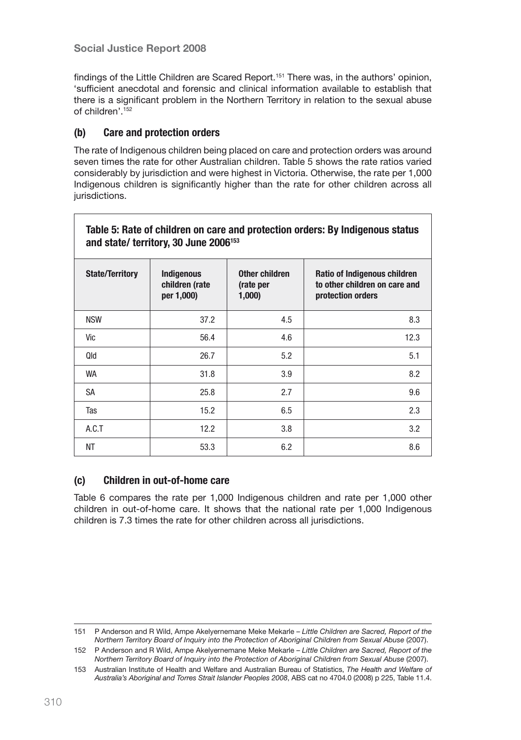findings of the Little Children are Scared Report.[151] There was, in the authors' opinion, 'sufficient anecdotal and forensic and clinical information available to establish that there is a significant problem in the Northern Territory in relation to the sexual abuse of children'.[152]

### (b) Care and protection orders

The rate of Indigenous children being placed on care and protection orders was around seven times the rate for other Australian children. Table 5 shows the rate ratios varied considerably by jurisdiction and were highest in Victoria. Otherwise, the rate per 1,000 Indigenous children is significantly higher than the rate for other children across all jurisdictions.

**Table 5: Rate of children on care and protection orders: By Indigenous status and state/ territory, 30 June 2006[153]**

| State/Territory | Indigenous children (rate per 1,000) | Other children (rate per 1,000) | Ratio of Indigenous children to other children on care and protection orders |
|---|---|---|---|
| NSW | 37.2 | 4.5 | 8.3 |
| Vic | 56.4 | 4.6 | 12.3 |
| Qld | 26.7 | 5.2 | 5.1 |
| WA | 31.8 | 3.9 | 8.2 |
| SA | 25.8 | 2.7 | 9.6 |
| Tas | 15.2 | 6.5 | 2.3 |
| A.C.T | 12.2 | 3.8 | 3.2 |
| NT | 53.3 | 6.2 | 8.6 |

### (c) Children in out-of-home care

Table 6 compares the rate per 1,000 Indigenous children and rate per 1,000 other children in out-of-home care. It shows that the national rate per 1,000 Indigenous children is 7.3 times the rate for other children across all jurisdictions.

---

151 P Anderson and R Wild, Ampe Akelyernemane Meke Mekarle – *Little Children are Sacred, Report of the Northern Territory Board of Inquiry into the Protection of Aboriginal Children from Sexual Abuse* (2007).

152 P Anderson and R Wild, Ampe Akelyernemane Meke Mekarle – *Little Children are Sacred, Report of the Northern Territory Board of Inquiry into the Protection of Aboriginal Children from Sexual Abuse* (2007).

153 Australian Institute of Health and Welfare and Australian Bureau of Statistics, *The Health and Welfare of Australia's Aboriginal and Torres Strait Islander Peoples 2008*, ABS cat no 4704.0 (2008) p 225, Table 11.4.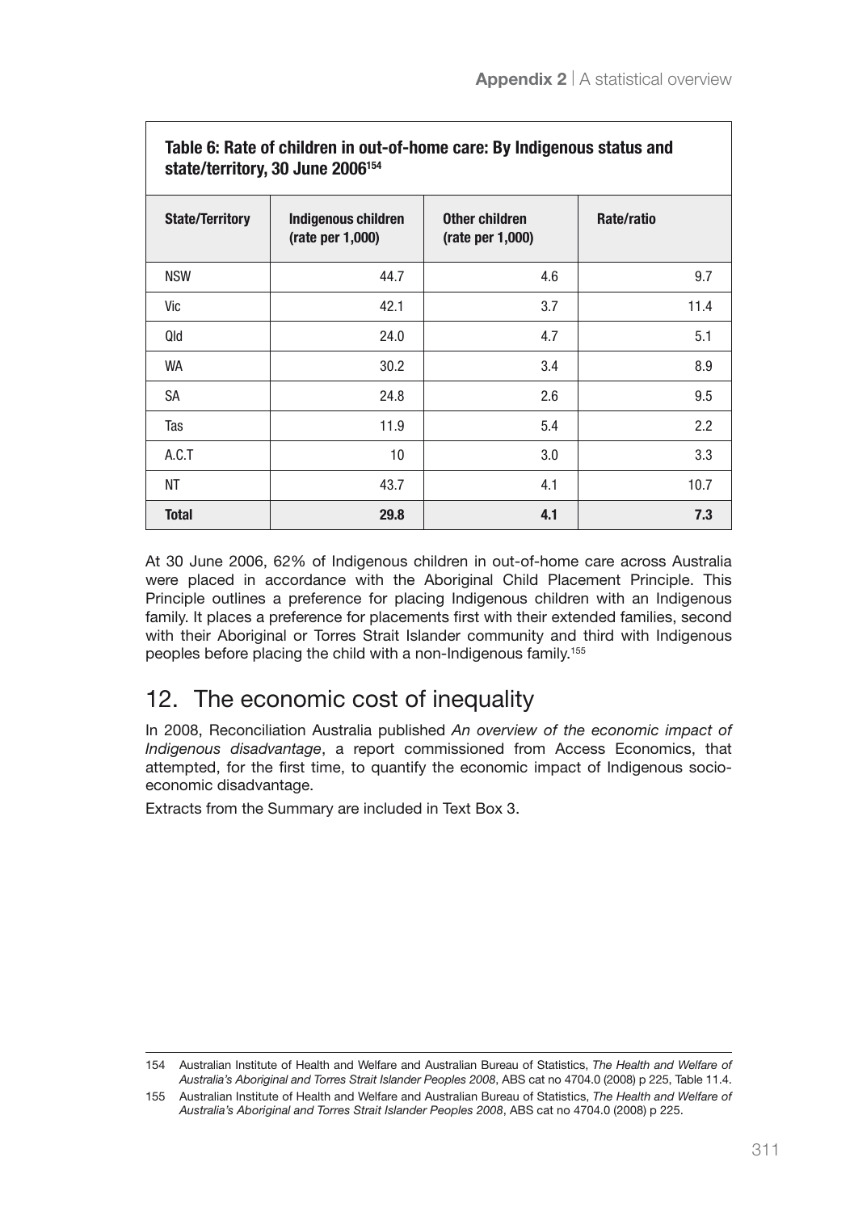**Table 6: Rate of children in out-of-home care: By Indigenous status and state/territory, 30 June 2006[154]**

| State/Territory | Indigenous children (rate per 1,000) | Other children (rate per 1,000) | Rate/ratio |
|---|---|---|---|
| NSW | 44.7 | 4.6 | 9.7 |
| Vic | 42.1 | 3.7 | 11.4 |
| Qld | 24.0 | 4.7 | 5.1 |
| WA | 30.2 | 3.4 | 8.9 |
| SA | 24.8 | 2.6 | 9.5 |
| Tas | 11.9 | 5.4 | 2.2 |
| A.C.T | 10 | 3.0 | 3.3 |
| NT | 43.7 | 4.1 | 10.7 |
| **Total** | **29.8** | **4.1** | **7.3** |

At 30 June 2006, 62% of Indigenous children in out-of-home care across Australia were placed in accordance with the Aboriginal Child Placement Principle. This Principle outlines a preference for placing Indigenous children with an Indigenous family. It places a preference for placements first with their extended families, second with their Aboriginal or Torres Strait Islander community and third with Indigenous peoples before placing the child with a non-Indigenous family.[155]

## 12. The economic cost of inequality

In 2008, Reconciliation Australia published *An overview of the economic impact of Indigenous disadvantage*, a report commissioned from Access Economics, that attempted, for the first time, to quantify the economic impact of Indigenous socio-economic disadvantage.

Extracts from the Summary are included in Text Box 3.

---

154 Australian Institute of Health and Welfare and Australian Bureau of Statistics, *The Health and Welfare of Australia's Aboriginal and Torres Strait Islander Peoples 2008*, ABS cat no 4704.0 (2008) p 225, Table 11.4.

155 Australian Institute of Health and Welfare and Australian Bureau of Statistics, *The Health and Welfare of Australia's Aboriginal and Torres Strait Islander Peoples 2008*, ABS cat no 4704.0 (2008) p 225.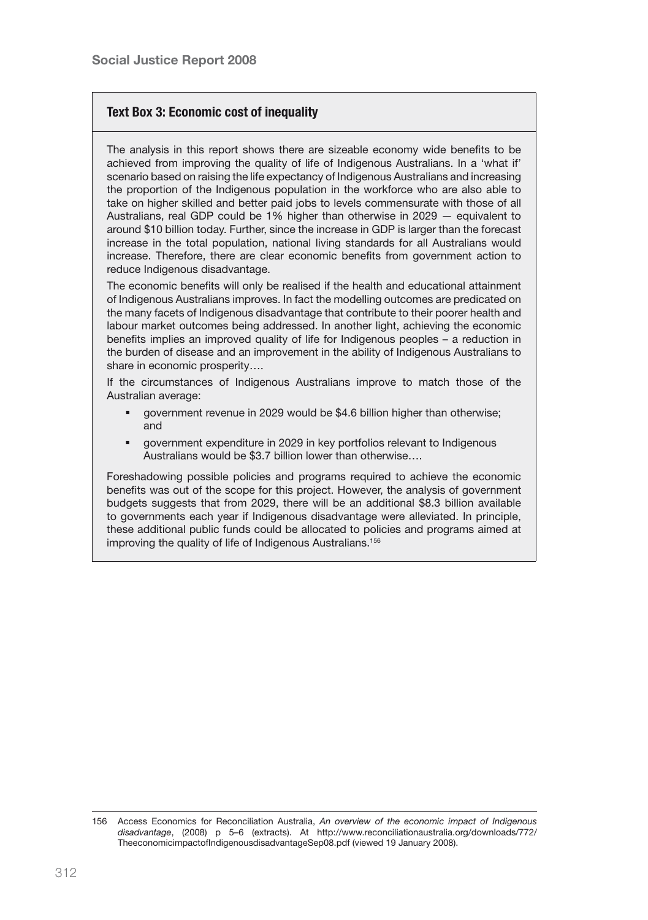### Text Box 3: Economic cost of inequality

The analysis in this report shows there are sizeable economy wide benefits to be achieved from improving the quality of life of Indigenous Australians. In a 'what if' scenario based on raising the life expectancy of Indigenous Australians and increasing the proportion of the Indigenous population in the workforce who are also able to take on higher skilled and better paid jobs to levels commensurate with those of all Australians, real GDP could be 1% higher than otherwise in 2029 — equivalent to around $10 billion today. Further, since the increase in GDP is larger than the forecast increase in the total population, national living standards for all Australians would increase. Therefore, there are clear economic benefits from government action to reduce Indigenous disadvantage.

The economic benefits will only be realised if the health and educational attainment of Indigenous Australians improves. In fact the modelling outcomes are predicated on the many facets of Indigenous disadvantage that contribute to their poorer health and labour market outcomes being addressed. In another light, achieving the economic benefits implies an improved quality of life for Indigenous peoples – a reduction in the burden of disease and an improvement in the ability of Indigenous Australians to share in economic prosperity….

If the circumstances of Indigenous Australians improve to match those of the Australian average:

- government revenue in 2029 would be $4.6 billion higher than otherwise; and
- government expenditure in 2029 in key portfolios relevant to Indigenous Australians would be $3.7 billion lower than otherwise….

Foreshadowing possible policies and programs required to achieve the economic benefits was out of the scope for this project. However, the analysis of government budgets suggests that from 2029, there will be an additional $8.3 billion available to governments each year if Indigenous disadvantage were alleviated. In principle, these additional public funds could be allocated to policies and programs aimed at improving the quality of life of Indigenous Australians.[156]

---

156 Access Economics for Reconciliation Australia, *An overview of the economic impact of Indigenous disadvantage*, (2008) p 5–6 (extracts). At http://www.reconciliationaustralia.org/downloads/772/TheeconomicimpactofIndigenousdisadvantageSep08.pdf (viewed 19 January 2008).